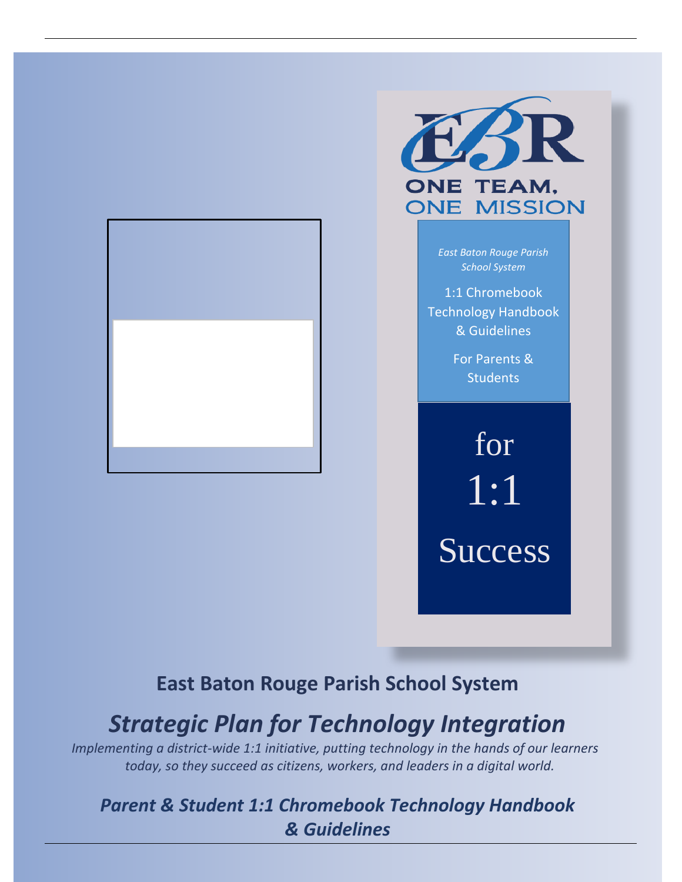EBR

ONE TEAM, ONE MISSION

*East Baton Rouge Parish School System*

1:1 Chromebook Technology Handbook & Guidelines

For Parents & Students

for 1:1 Success

## East Baton Rouge Parish School System

# *Strategic Plan for Technology Integration*

*Implementing a district-wide 1:1 initiative, putting technology in the hands of our learners today, so they succeed as citizens, workers, and leaders in a digital world.*

## ***Parent & Student 1:1 Chromebook Technology Handbook & Guidelines***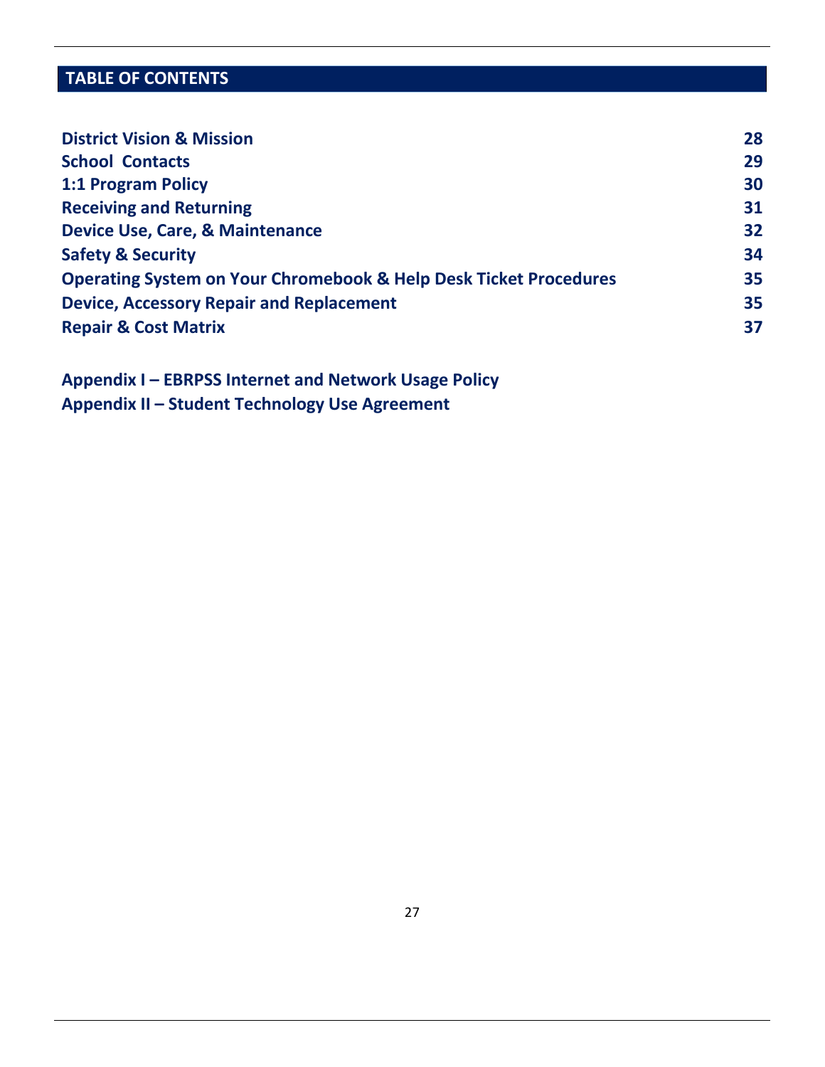## TABLE OF CONTENTS

| | |
|---|---|
| **District Vision & Mission** | **28** |
| **School Contacts** | **29** |
| **1:1 Program Policy** | **30** |
| **Receiving and Returning** | **31** |
| **Device Use, Care, & Maintenance** | **32** |
| **Safety & Security** | **34** |
| **Operating System on Your Chromebook & Help Desk Ticket Procedures** | **35** |
| **Device, Accessory Repair and Replacement** | **35** |
| **Repair & Cost Matrix** | **37** |

**Appendix I – EBRPSS Internet and Network Usage Policy**
**Appendix II – Student Technology Use Agreement**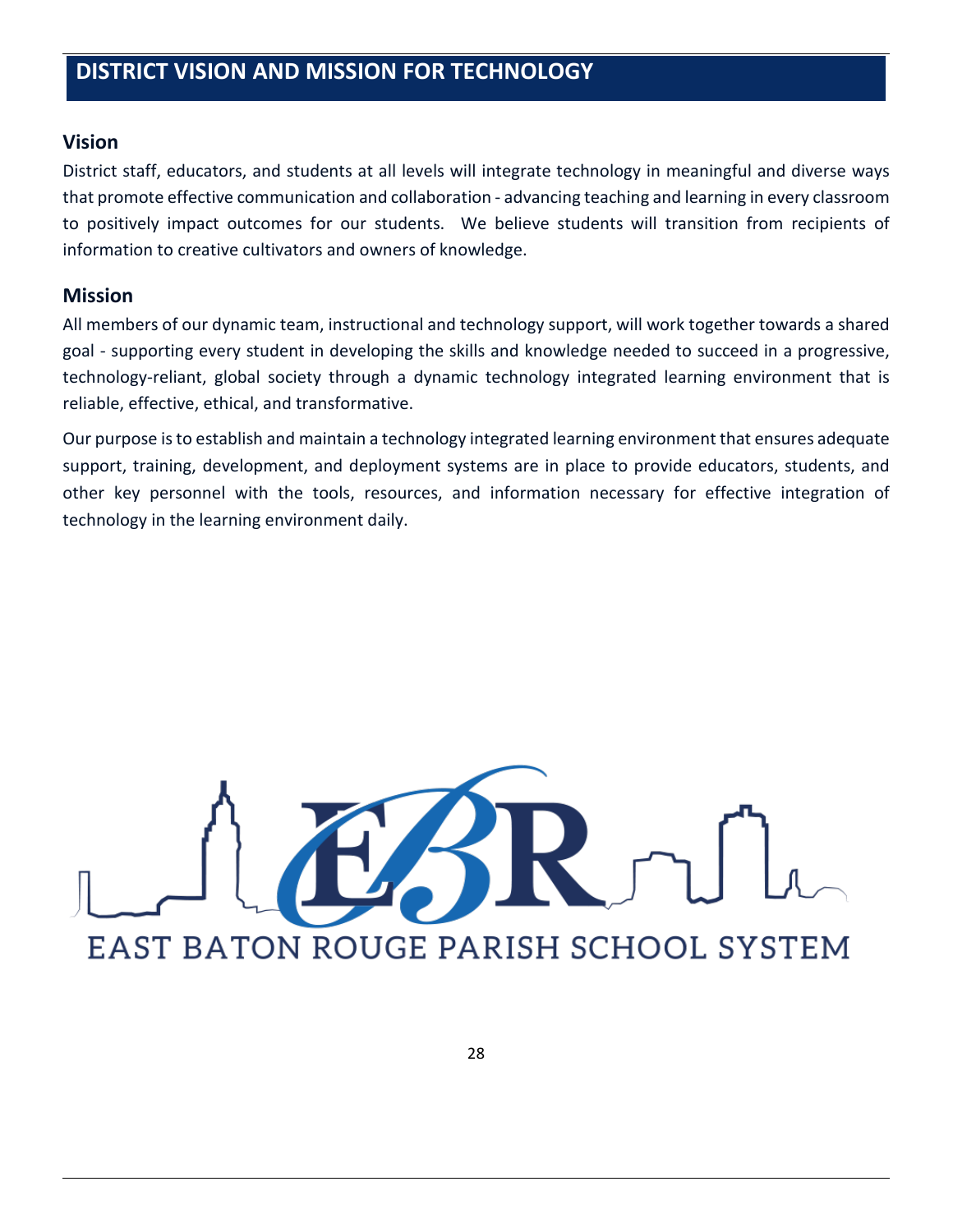# DISTRICT VISION AND MISSION FOR TECHNOLOGY

## Vision

District staff, educators, and students at all levels will integrate technology in meaningful and diverse ways that promote effective communication and collaboration - advancing teaching and learning in every classroom to positively impact outcomes for our students. We believe students will transition from recipients of information to creative cultivators and owners of knowledge.

## Mission

All members of our dynamic team, instructional and technology support, will work together towards a shared goal - supporting every student in developing the skills and knowledge needed to succeed in a progressive, technology-reliant, global society through a dynamic technology integrated learning environment that is reliable, effective, ethical, and transformative.

Our purpose is to establish and maintain a technology integrated learning environment that ensures adequate support, training, development, and deployment systems are in place to provide educators, students, and other key personnel with the tools, resources, and information necessary for effective integration of technology in the learning environment daily.

EBR

EAST BATON ROUGE PARISH SCHOOL SYSTEM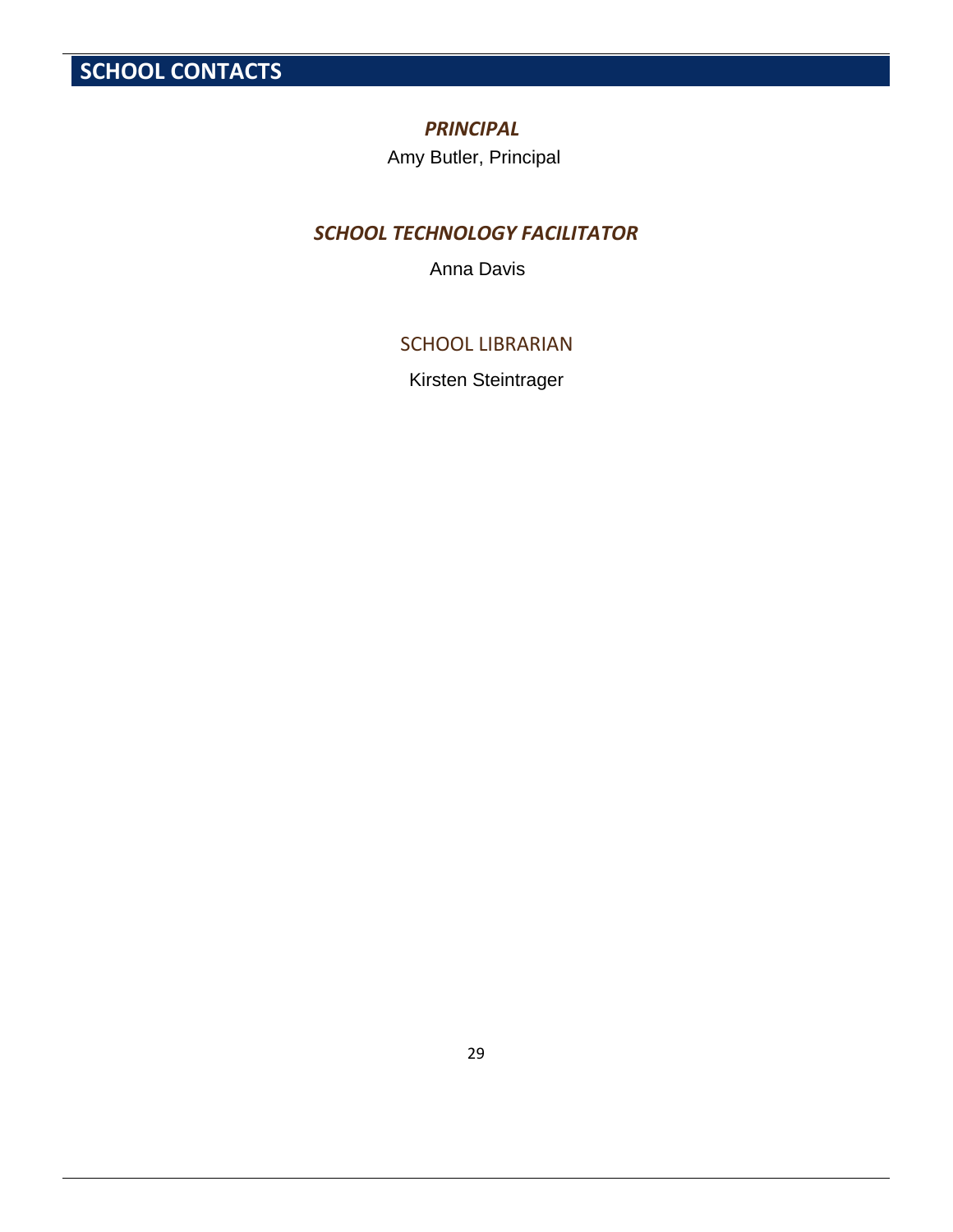# SCHOOL CONTACTS

### *PRINCIPAL*

Amy Butler, Principal

### *SCHOOL TECHNOLOGY FACILITATOR*

Anna Davis

### SCHOOL LIBRARIAN

Kirsten Steintrager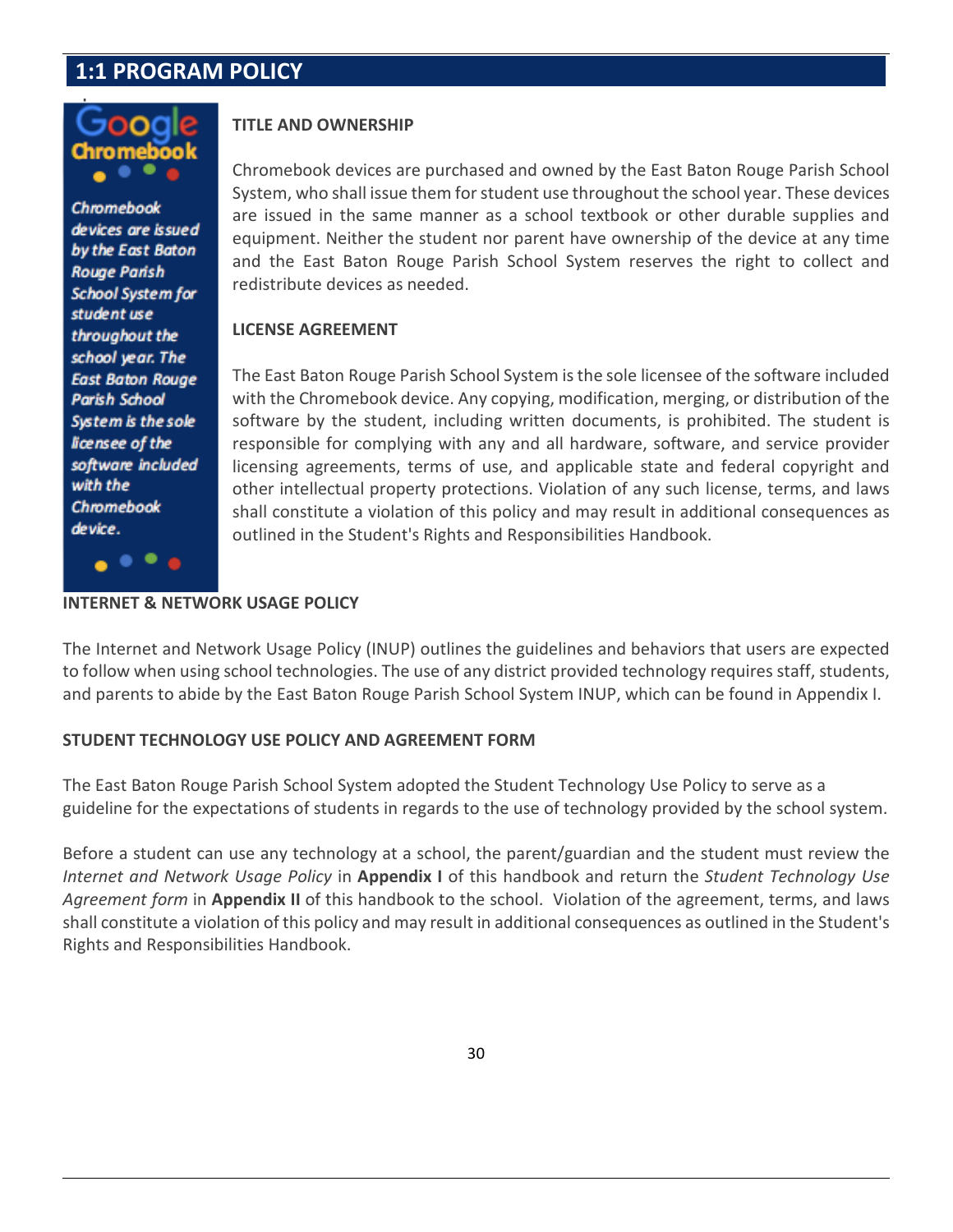## 1:1 PROGRAM POLICY

Google Chromebook

*Chromebook devices are issued by the East Baton Rouge Parish School System for student use throughout the school year. The East Baton Rouge Parish School System is the sole licensee of the software included with the Chromebook device.*

**TITLE AND OWNERSHIP**

Chromebook devices are purchased and owned by the East Baton Rouge Parish School System, who shall issue them for student use throughout the school year. These devices are issued in the same manner as a school textbook or other durable supplies and equipment. Neither the student nor parent have ownership of the device at any time and the East Baton Rouge Parish School System reserves the right to collect and redistribute devices as needed.

**LICENSE AGREEMENT**

The East Baton Rouge Parish School System is the sole licensee of the software included with the Chromebook device. Any copying, modification, merging, or distribution of the software by the student, including written documents, is prohibited. The student is responsible for complying with any and all hardware, software, and service provider licensing agreements, terms of use, and applicable state and federal copyright and other intellectual property protections. Violation of any such license, terms, and laws shall constitute a violation of this policy and may result in additional consequences as outlined in the Student's Rights and Responsibilities Handbook.

**INTERNET & NETWORK USAGE POLICY**

The Internet and Network Usage Policy (INUP) outlines the guidelines and behaviors that users are expected to follow when using school technologies. The use of any district provided technology requires staff, students, and parents to abide by the East Baton Rouge Parish School System INUP, which can be found in Appendix I.

**STUDENT TECHNOLOGY USE POLICY AND AGREEMENT FORM**

The East Baton Rouge Parish School System adopted the Student Technology Use Policy to serve as a guideline for the expectations of students in regards to the use of technology provided by the school system.

Before a student can use any technology at a school, the parent/guardian and the student must review the *Internet and Network Usage Policy* in **Appendix I** of this handbook and return the *Student Technology Use Agreement form* in **Appendix II** of this handbook to the school. Violation of the agreement, terms, and laws shall constitute a violation of this policy and may result in additional consequences as outlined in the Student's Rights and Responsibilities Handbook.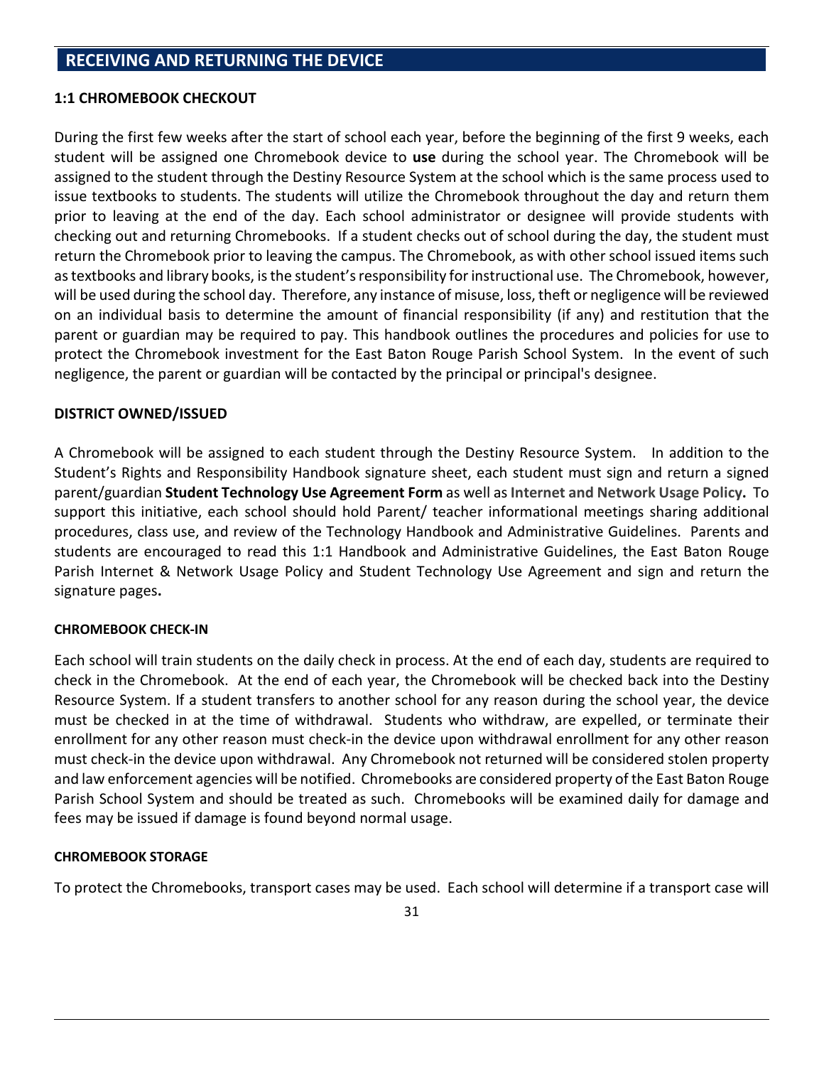## RECEIVING AND RETURNING THE DEVICE

### 1:1 CHROMEBOOK CHECKOUT

During the first few weeks after the start of school each year, before the beginning of the first 9 weeks, each student will be assigned one Chromebook device to **use** during the school year. The Chromebook will be assigned to the student through the Destiny Resource System at the school which is the same process used to issue textbooks to students. The students will utilize the Chromebook throughout the day and return them prior to leaving at the end of the day. Each school administrator or designee will provide students with checking out and returning Chromebooks. If a student checks out of school during the day, the student must return the Chromebook prior to leaving the campus. The Chromebook, as with other school issued items such as textbooks and library books, is the student's responsibility for instructional use. The Chromebook, however, will be used during the school day. Therefore, any instance of misuse, loss, theft or negligence will be reviewed on an individual basis to determine the amount of financial responsibility (if any) and restitution that the parent or guardian may be required to pay. This handbook outlines the procedures and policies for use to protect the Chromebook investment for the East Baton Rouge Parish School System. In the event of such negligence, the parent or guardian will be contacted by the principal or principal's designee.

### DISTRICT OWNED/ISSUED

A Chromebook will be assigned to each student through the Destiny Resource System. In addition to the Student's Rights and Responsibility Handbook signature sheet, each student must sign and return a signed parent/guardian **Student Technology Use Agreement Form** as well as **Internet and Network Usage Policy.** To support this initiative, each school should hold Parent/ teacher informational meetings sharing additional procedures, class use, and review of the Technology Handbook and Administrative Guidelines. Parents and students are encouraged to read this 1:1 Handbook and Administrative Guidelines, the East Baton Rouge Parish Internet & Network Usage Policy and Student Technology Use Agreement and sign and return the signature pages**.**

#### CHROMEBOOK CHECK-IN

Each school will train students on the daily check in process. At the end of each day, students are required to check in the Chromebook. At the end of each year, the Chromebook will be checked back into the Destiny Resource System. If a student transfers to another school for any reason during the school year, the device must be checked in at the time of withdrawal. Students who withdraw, are expelled, or terminate their enrollment for any other reason must check-in the device upon withdrawal enrollment for any other reason must check-in the device upon withdrawal. Any Chromebook not returned will be considered stolen property and law enforcement agencies will be notified. Chromebooks are considered property of the East Baton Rouge Parish School System and should be treated as such. Chromebooks will be examined daily for damage and fees may be issued if damage is found beyond normal usage.

#### CHROMEBOOK STORAGE

To protect the Chromebooks, transport cases may be used. Each school will determine if a transport case will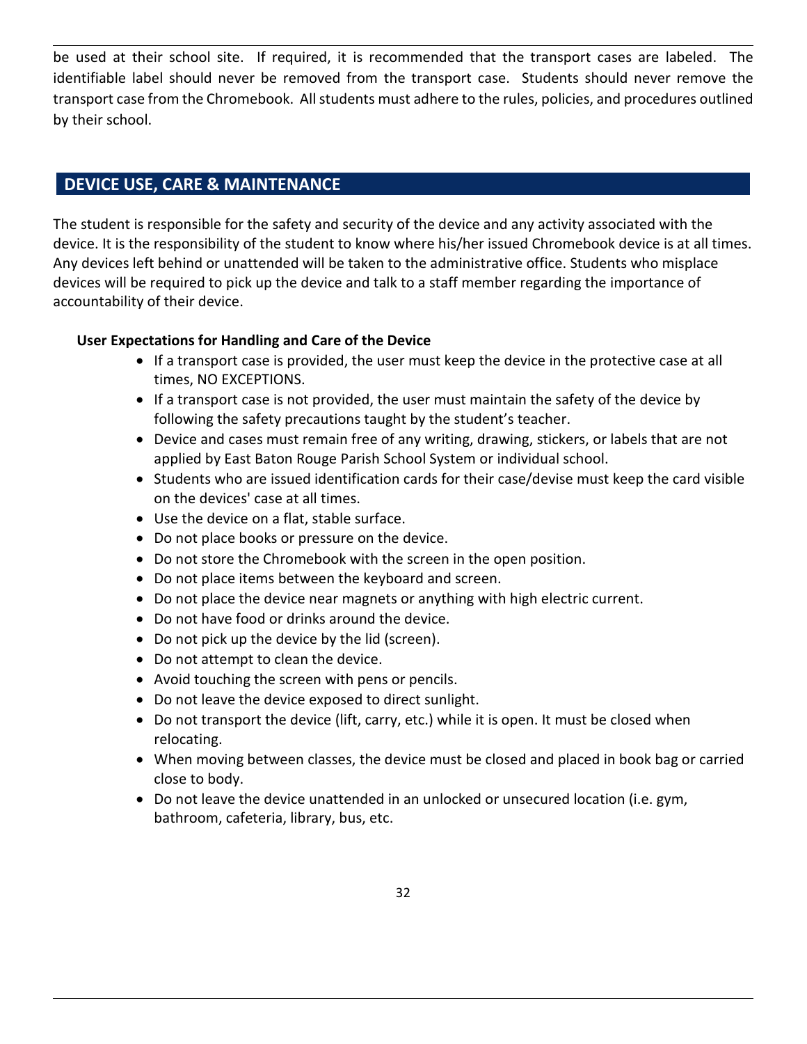be used at their school site. If required, it is recommended that the transport cases are labeled. The identifiable label should never be removed from the transport case. Students should never remove the transport case from the Chromebook. All students must adhere to the rules, policies, and procedures outlined by their school.

## DEVICE USE, CARE & MAINTENANCE

The student is responsible for the safety and security of the device and any activity associated with the device. It is the responsibility of the student to know where his/her issued Chromebook device is at all times. Any devices left behind or unattended will be taken to the administrative office. Students who misplace devices will be required to pick up the device and talk to a staff member regarding the importance of accountability of their device.

**User Expectations for Handling and Care of the Device**

- If a transport case is provided, the user must keep the device in the protective case at all times, NO EXCEPTIONS.
- If a transport case is not provided, the user must maintain the safety of the device by following the safety precautions taught by the student's teacher.
- Device and cases must remain free of any writing, drawing, stickers, or labels that are not applied by East Baton Rouge Parish School System or individual school.
- Students who are issued identification cards for their case/devise must keep the card visible on the devices' case at all times.
- Use the device on a flat, stable surface.
- Do not place books or pressure on the device.
- Do not store the Chromebook with the screen in the open position.
- Do not place items between the keyboard and screen.
- Do not place the device near magnets or anything with high electric current.
- Do not have food or drinks around the device.
- Do not pick up the device by the lid (screen).
- Do not attempt to clean the device.
- Avoid touching the screen with pens or pencils.
- Do not leave the device exposed to direct sunlight.
- Do not transport the device (lift, carry, etc.) while it is open. It must be closed when relocating.
- When moving between classes, the device must be closed and placed in book bag or carried close to body.
- Do not leave the device unattended in an unlocked or unsecured location (i.e. gym, bathroom, cafeteria, library, bus, etc.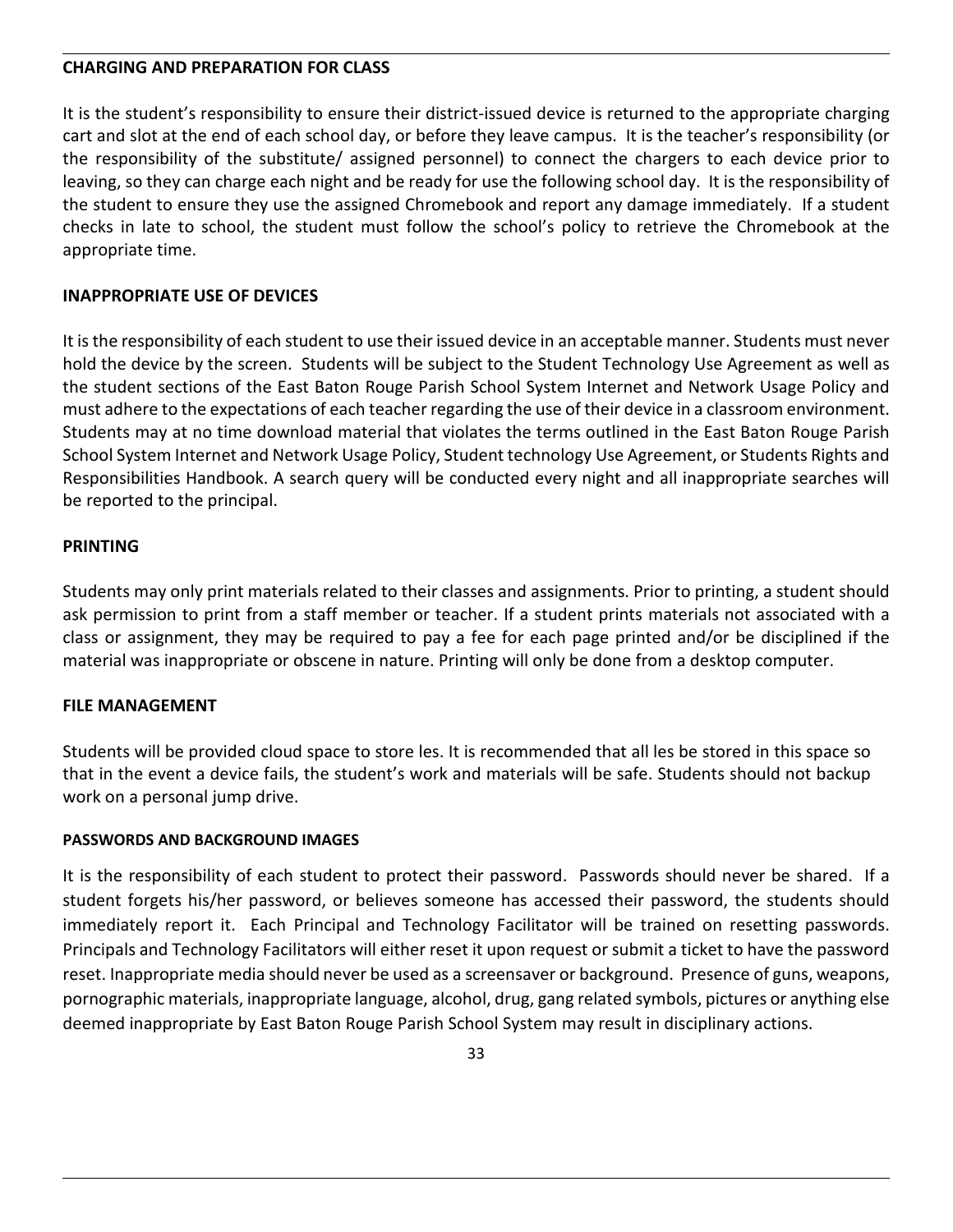## CHARGING AND PREPARATION FOR CLASS

It is the student's responsibility to ensure their district-issued device is returned to the appropriate charging cart and slot at the end of each school day, or before they leave campus. It is the teacher's responsibility (or the responsibility of the substitute/ assigned personnel) to connect the chargers to each device prior to leaving, so they can charge each night and be ready for use the following school day. It is the responsibility of the student to ensure they use the assigned Chromebook and report any damage immediately. If a student checks in late to school, the student must follow the school's policy to retrieve the Chromebook at the appropriate time.

## INAPPROPRIATE USE OF DEVICES

It is the responsibility of each student to use their issued device in an acceptable manner. Students must never hold the device by the screen. Students will be subject to the Student Technology Use Agreement as well as the student sections of the East Baton Rouge Parish School System Internet and Network Usage Policy and must adhere to the expectations of each teacher regarding the use of their device in a classroom environment. Students may at no time download material that violates the terms outlined in the East Baton Rouge Parish School System Internet and Network Usage Policy, Student technology Use Agreement, or Students Rights and Responsibilities Handbook. A search query will be conducted every night and all inappropriate searches will be reported to the principal.

## PRINTING

Students may only print materials related to their classes and assignments. Prior to printing, a student should ask permission to print from a staff member or teacher. If a student prints materials not associated with a class or assignment, they may be required to pay a fee for each page printed and/or be disciplined if the material was inappropriate or obscene in nature. Printing will only be done from a desktop computer.

## FILE MANAGEMENT

Students will be provided cloud space to store les. It is recommended that all les be stored in this space so that in the event a device fails, the student's work and materials will be safe. Students should not backup work on a personal jump drive.

### PASSWORDS AND BACKGROUND IMAGES

It is the responsibility of each student to protect their password. Passwords should never be shared. If a student forgets his/her password, or believes someone has accessed their password, the students should immediately report it. Each Principal and Technology Facilitator will be trained on resetting passwords. Principals and Technology Facilitators will either reset it upon request or submit a ticket to have the password reset. Inappropriate media should never be used as a screensaver or background. Presence of guns, weapons, pornographic materials, inappropriate language, alcohol, drug, gang related symbols, pictures or anything else deemed inappropriate by East Baton Rouge Parish School System may result in disciplinary actions.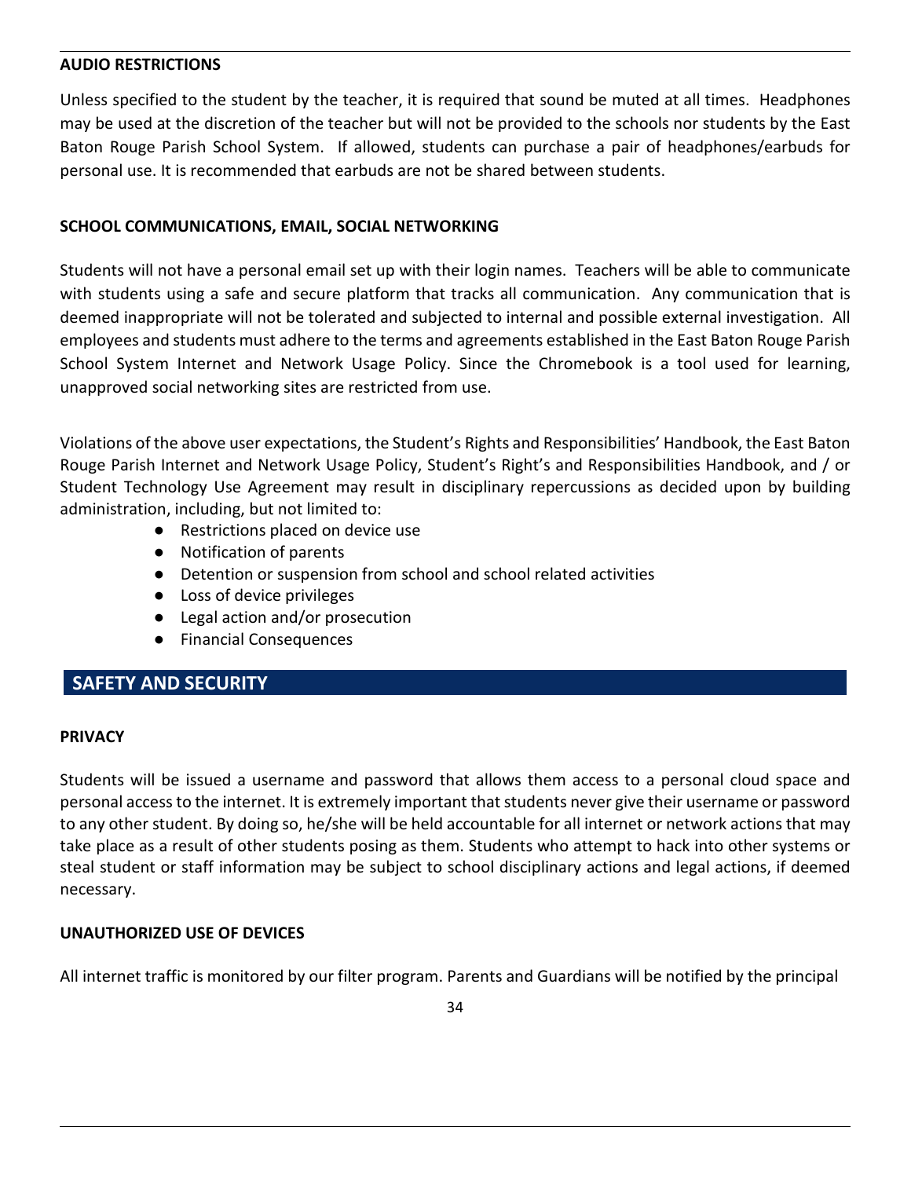#### AUDIO RESTRICTIONS

Unless specified to the student by the teacher, it is required that sound be muted at all times. Headphones may be used at the discretion of the teacher but will not be provided to the schools nor students by the East Baton Rouge Parish School System. If allowed, students can purchase a pair of headphones/earbuds for personal use. It is recommended that earbuds are not be shared between students.

#### SCHOOL COMMUNICATIONS, EMAIL, SOCIAL NETWORKING

Students will not have a personal email set up with their login names. Teachers will be able to communicate with students using a safe and secure platform that tracks all communication. Any communication that is deemed inappropriate will not be tolerated and subjected to internal and possible external investigation. All employees and students must adhere to the terms and agreements established in the East Baton Rouge Parish School System Internet and Network Usage Policy. Since the Chromebook is a tool used for learning, unapproved social networking sites are restricted from use.

Violations of the above user expectations, the Student's Rights and Responsibilities' Handbook, the East Baton Rouge Parish Internet and Network Usage Policy, Student's Right's and Responsibilities Handbook, and / or Student Technology Use Agreement may result in disciplinary repercussions as decided upon by building administration, including, but not limited to:

- Restrictions placed on device use
- Notification of parents
- Detention or suspension from school and school related activities
- Loss of device privileges
- Legal action and/or prosecution
- Financial Consequences

## SAFETY AND SECURITY

#### PRIVACY

Students will be issued a username and password that allows them access to a personal cloud space and personal access to the internet. It is extremely important that students never give their username or password to any other student. By doing so, he/she will be held accountable for all internet or network actions that may take place as a result of other students posing as them. Students who attempt to hack into other systems or steal student or staff information may be subject to school disciplinary actions and legal actions, if deemed necessary.

#### UNAUTHORIZED USE OF DEVICES

All internet traffic is monitored by our filter program. Parents and Guardians will be notified by the principal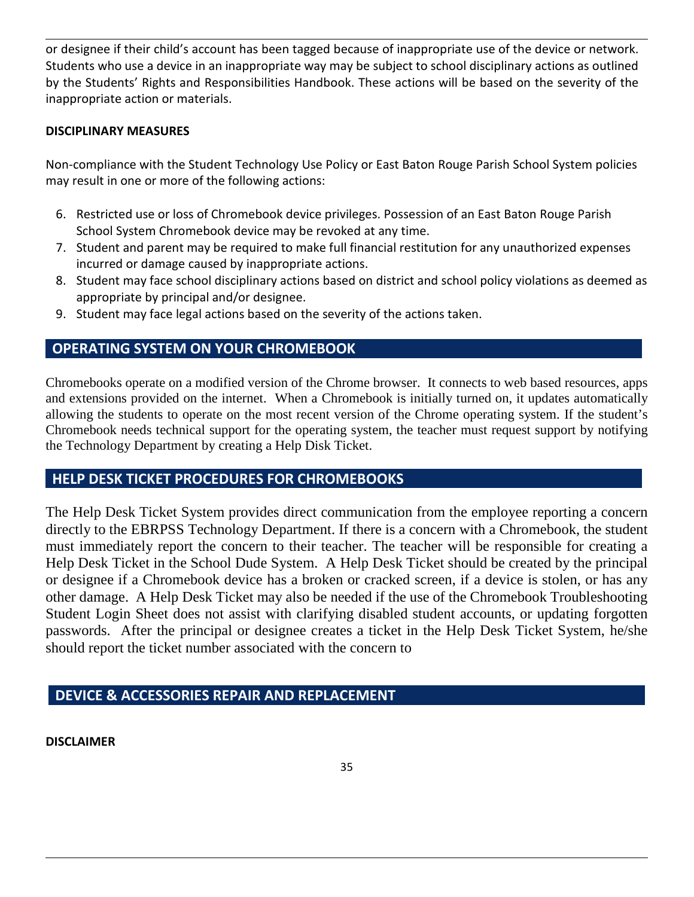or designee if their child's account has been tagged because of inappropriate use of the device or network. Students who use a device in an inappropriate way may be subject to school disciplinary actions as outlined by the Students' Rights and Responsibilities Handbook. These actions will be based on the severity of the inappropriate action or materials.

**DISCIPLINARY MEASURES**

Non-compliance with the Student Technology Use Policy or East Baton Rouge Parish School System policies may result in one or more of the following actions:

6. Restricted use or loss of Chromebook device privileges. Possession of an East Baton Rouge Parish School System Chromebook device may be revoked at any time.
7. Student and parent may be required to make full financial restitution for any unauthorized expenses incurred or damage caused by inappropriate actions.
8. Student may face school disciplinary actions based on district and school policy violations as deemed as appropriate by principal and/or designee.
9. Student may face legal actions based on the severity of the actions taken.

## OPERATING SYSTEM ON YOUR CHROMEBOOK

Chromebooks operate on a modified version of the Chrome browser. It connects to web based resources, apps and extensions provided on the internet. When a Chromebook is initially turned on, it updates automatically allowing the students to operate on the most recent version of the Chrome operating system. If the student's Chromebook needs technical support for the operating system, the teacher must request support by notifying the Technology Department by creating a Help Disk Ticket.

## HELP DESK TICKET PROCEDURES FOR CHROMEBOOKS

The Help Desk Ticket System provides direct communication from the employee reporting a concern directly to the EBRPSS Technology Department. If there is a concern with a Chromebook, the student must immediately report the concern to their teacher. The teacher will be responsible for creating a Help Desk Ticket in the School Dude System. A Help Desk Ticket should be created by the principal or designee if a Chromebook device has a broken or cracked screen, if a device is stolen, or has any other damage. A Help Desk Ticket may also be needed if the use of the Chromebook Troubleshooting Student Login Sheet does not assist with clarifying disabled student accounts, or updating forgotten passwords. After the principal or designee creates a ticket in the Help Desk Ticket System, he/she should report the ticket number associated with the concern to

## DEVICE & ACCESSORIES REPAIR AND REPLACEMENT

**DISCLAIMER**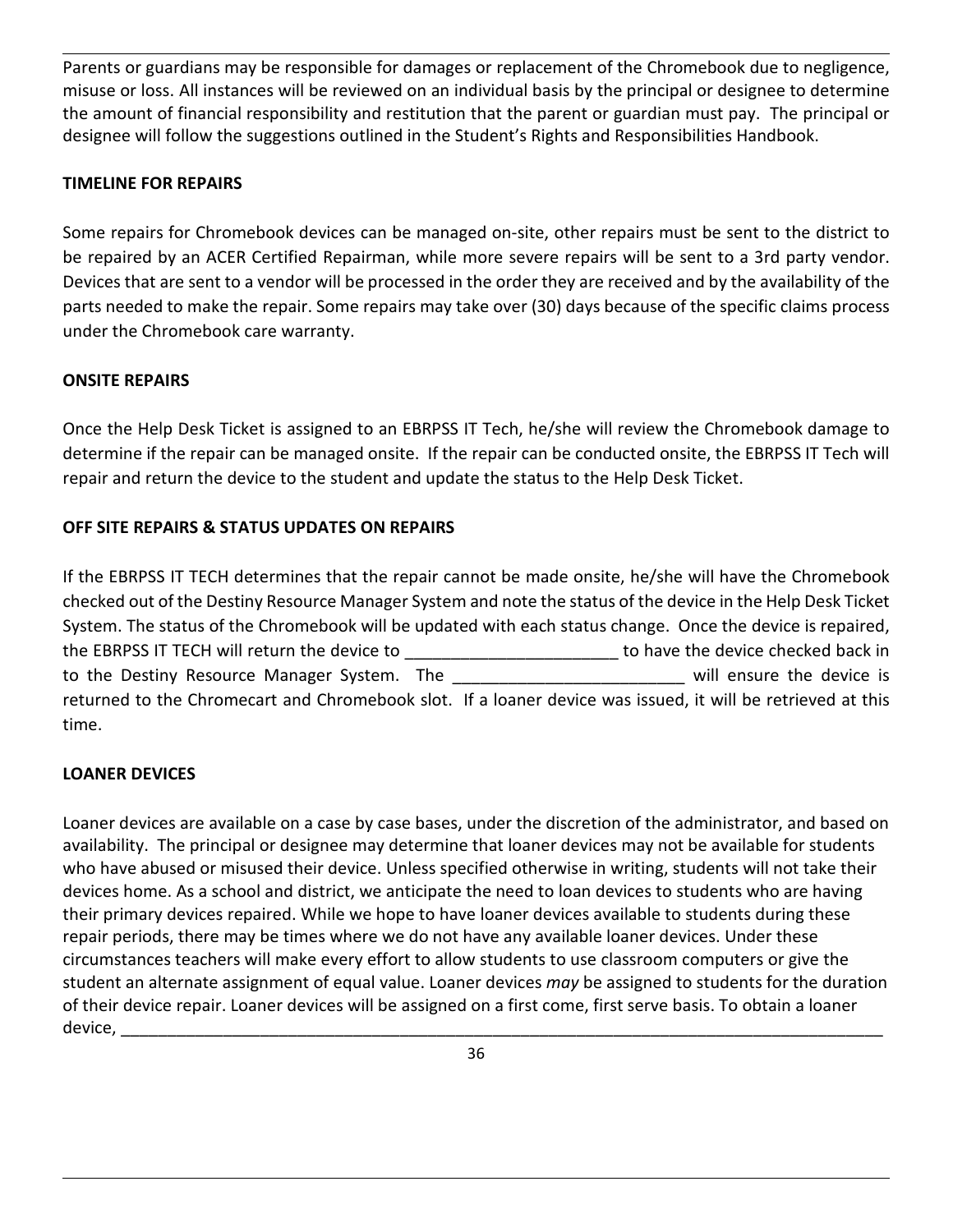Parents or guardians may be responsible for damages or replacement of the Chromebook due to negligence, misuse or loss. All instances will be reviewed on an individual basis by the principal or designee to determine the amount of financial responsibility and restitution that the parent or guardian must pay. The principal or designee will follow the suggestions outlined in the Student's Rights and Responsibilities Handbook.

**TIMELINE FOR REPAIRS**

Some repairs for Chromebook devices can be managed on-site, other repairs must be sent to the district to be repaired by an ACER Certified Repairman, while more severe repairs will be sent to a 3rd party vendor. Devices that are sent to a vendor will be processed in the order they are received and by the availability of the parts needed to make the repair. Some repairs may take over (30) days because of the specific claims process under the Chromebook care warranty.

**ONSITE REPAIRS**

Once the Help Desk Ticket is assigned to an EBRPSS IT Tech, he/she will review the Chromebook damage to determine if the repair can be managed onsite. If the repair can be conducted onsite, the EBRPSS IT Tech will repair and return the device to the student and update the status to the Help Desk Ticket.

**OFF SITE REPAIRS & STATUS UPDATES ON REPAIRS**

If the EBRPSS IT TECH determines that the repair cannot be made onsite, he/she will have the Chromebook checked out of the Destiny Resource Manager System and note the status of the device in the Help Desk Ticket System. The status of the Chromebook will be updated with each status change. Once the device is repaired, the EBRPSS IT TECH will return the device to _______________________ to have the device checked back in to the Destiny Resource Manager System. The _________________________ will ensure the device is returned to the Chromecart and Chromebook slot. If a loaner device was issued, it will be retrieved at this time.

**LOANER DEVICES**

Loaner devices are available on a case by case bases, under the discretion of the administrator, and based on availability. The principal or designee may determine that loaner devices may not be available for students who have abused or misused their device. Unless specified otherwise in writing, students will not take their devices home. As a school and district, we anticipate the need to loan devices to students who are having their primary devices repaired. While we hope to have loaner devices available to students during these repair periods, there may be times where we do not have any available loaner devices. Under these circumstances teachers will make every effort to allow students to use classroom computers or give the student an alternate assignment of equal value. Loaner devices *may* be assigned to students for the duration of their device repair. Loaner devices will be assigned on a first come, first serve basis. To obtain a loaner device, ______________________________________________________________________________________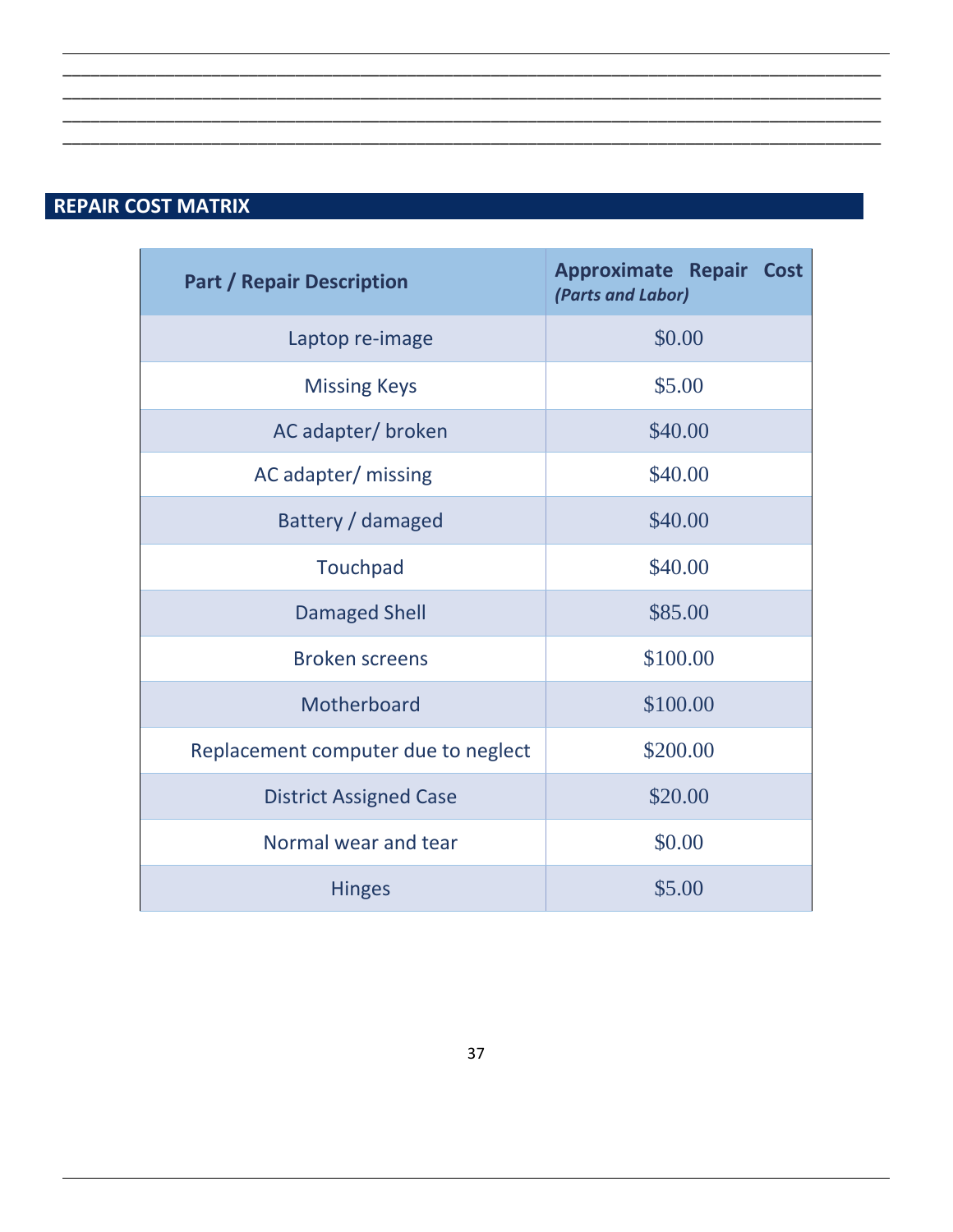______________________________________________________________________________
______________________________________________________________________________
______________________________________________________________________________
______________________________________________________________________________

## REPAIR COST MATRIX

| Part / Repair Description | Approximate Repair Cost *(Parts and Labor)* |
|---|---|
| Laptop re-image | $0.00 |
| Missing Keys | $5.00 |
| AC adapter/ broken | $40.00 |
| AC adapter/ missing | $40.00 |
| Battery / damaged | $40.00 |
| Touchpad | $40.00 |
| Damaged Shell | $85.00 |
| Broken screens | $100.00 |
| Motherboard | $100.00 |
| Replacement computer due to neglect | $200.00 |
| District Assigned Case | $20.00 |
| Normal wear and tear | $0.00 |
| Hinges | $5.00 |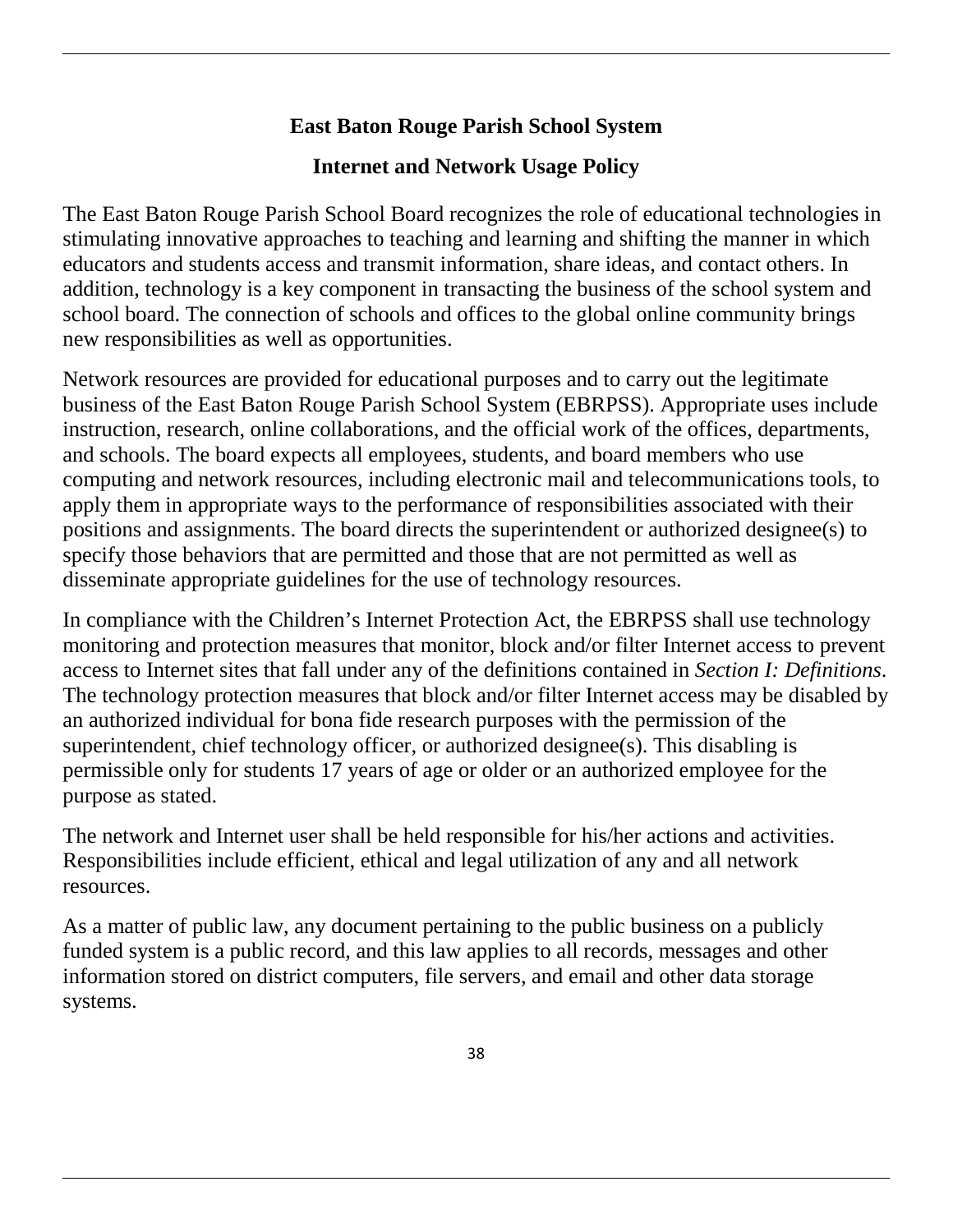## East Baton Rouge Parish School System

## Internet and Network Usage Policy

The East Baton Rouge Parish School Board recognizes the role of educational technologies in stimulating innovative approaches to teaching and learning and shifting the manner in which educators and students access and transmit information, share ideas, and contact others. In addition, technology is a key component in transacting the business of the school system and school board. The connection of schools and offices to the global online community brings new responsibilities as well as opportunities.

Network resources are provided for educational purposes and to carry out the legitimate business of the East Baton Rouge Parish School System (EBRPSS). Appropriate uses include instruction, research, online collaborations, and the official work of the offices, departments, and schools. The board expects all employees, students, and board members who use computing and network resources, including electronic mail and telecommunications tools, to apply them in appropriate ways to the performance of responsibilities associated with their positions and assignments. The board directs the superintendent or authorized designee(s) to specify those behaviors that are permitted and those that are not permitted as well as disseminate appropriate guidelines for the use of technology resources.

In compliance with the Children's Internet Protection Act, the EBRPSS shall use technology monitoring and protection measures that monitor, block and/or filter Internet access to prevent access to Internet sites that fall under any of the definitions contained in *Section I: Definitions*. The technology protection measures that block and/or filter Internet access may be disabled by an authorized individual for bona fide research purposes with the permission of the superintendent, chief technology officer, or authorized designee(s). This disabling is permissible only for students 17 years of age or older or an authorized employee for the purpose as stated.

The network and Internet user shall be held responsible for his/her actions and activities. Responsibilities include efficient, ethical and legal utilization of any and all network resources.

As a matter of public law, any document pertaining to the public business on a publicly funded system is a public record, and this law applies to all records, messages and other information stored on district computers, file servers, and email and other data storage systems.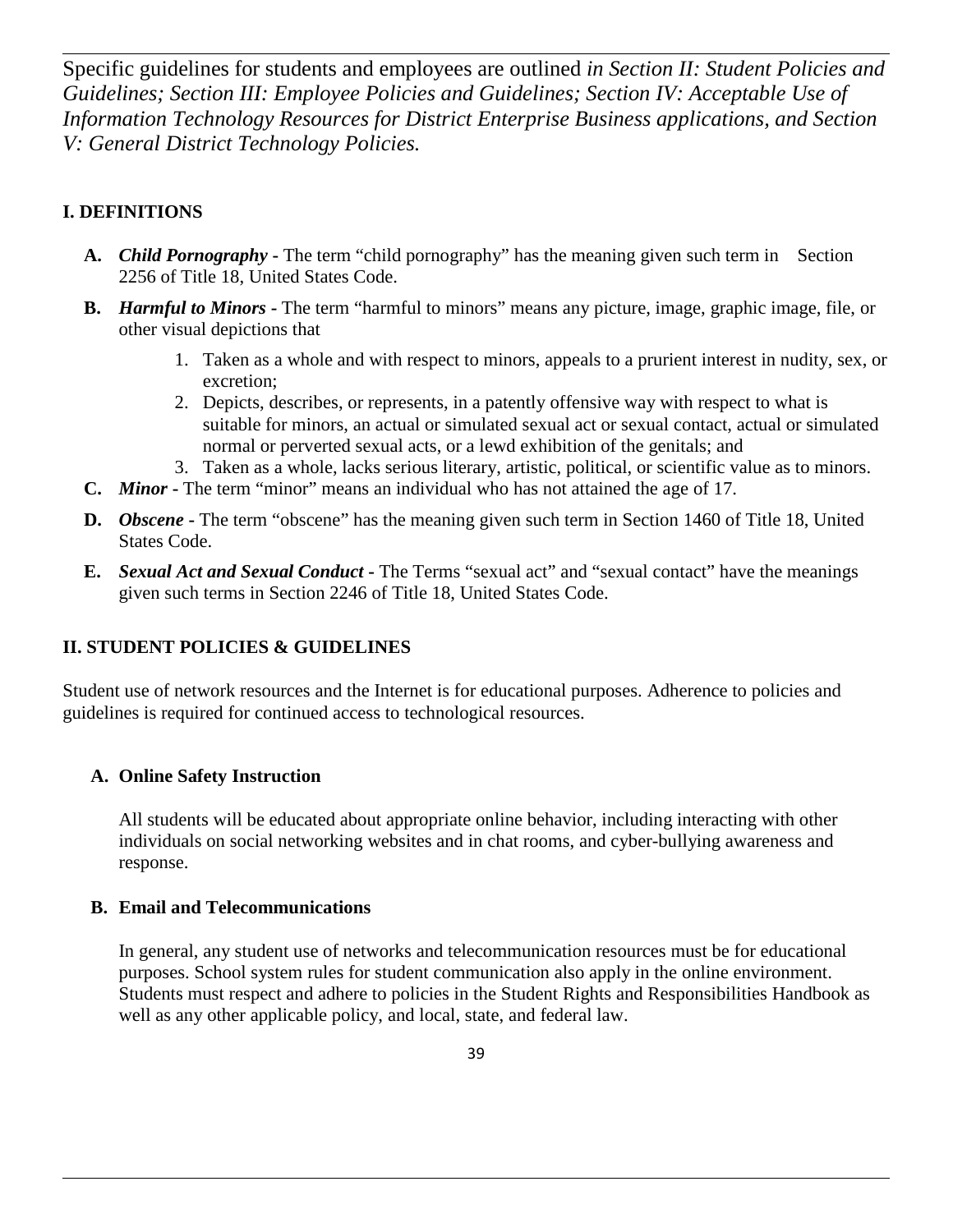Specific guidelines for students and employees are outlined *in Section II: Student Policies and Guidelines; Section III: Employee Policies and Guidelines; Section IV: Acceptable Use of Information Technology Resources for District Enterprise Business applications, and Section V: General District Technology Policies.*

## I. DEFINITIONS

- **A.** ***Child Pornography*** **-** The term "child pornography" has the meaning given such term in Section 2256 of Title 18, United States Code.
- **B.** ***Harmful to Minors*** **-** The term "harmful to minors" means any picture, image, graphic image, file, or other visual depictions that
    1. Taken as a whole and with respect to minors, appeals to a prurient interest in nudity, sex, or excretion;
    2. Depicts, describes, or represents, in a patently offensive way with respect to what is suitable for minors, an actual or simulated sexual act or sexual contact, actual or simulated normal or perverted sexual acts, or a lewd exhibition of the genitals; and
    3. Taken as a whole, lacks serious literary, artistic, political, or scientific value as to minors.
- **C.** ***Minor*** **-** The term "minor" means an individual who has not attained the age of 17.
- **D.** ***Obscene*** **-** The term "obscene" has the meaning given such term in Section 1460 of Title 18, United States Code.
- **E.** ***Sexual Act and Sexual Conduct*** **-** The Terms "sexual act" and "sexual contact" have the meanings given such terms in Section 2246 of Title 18, United States Code.

## II. STUDENT POLICIES & GUIDELINES

Student use of network resources and the Internet is for educational purposes. Adherence to policies and guidelines is required for continued access to technological resources.

### A. Online Safety Instruction

All students will be educated about appropriate online behavior, including interacting with other individuals on social networking websites and in chat rooms, and cyber-bullying awareness and response.

### B. Email and Telecommunications

In general, any student use of networks and telecommunication resources must be for educational purposes. School system rules for student communication also apply in the online environment. Students must respect and adhere to policies in the Student Rights and Responsibilities Handbook as well as any other applicable policy, and local, state, and federal law.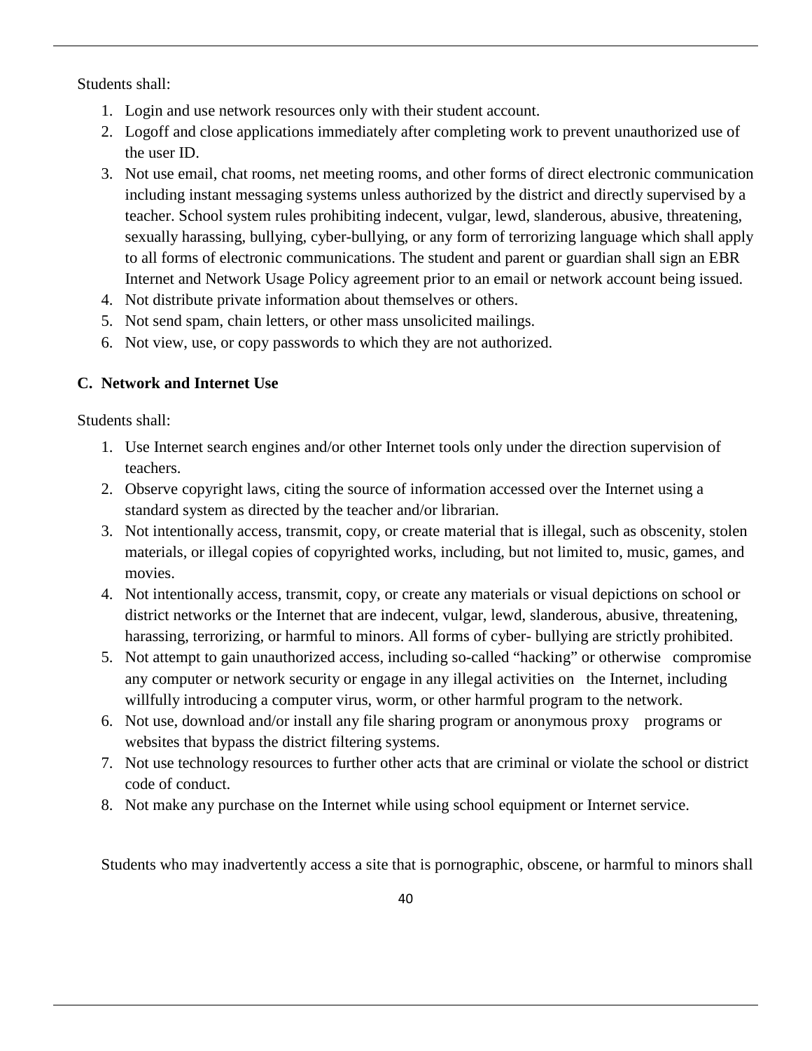Students shall:

1. Login and use network resources only with their student account.
2. Logoff and close applications immediately after completing work to prevent unauthorized use of the user ID.
3. Not use email, chat rooms, net meeting rooms, and other forms of direct electronic communication including instant messaging systems unless authorized by the district and directly supervised by a teacher. School system rules prohibiting indecent, vulgar, lewd, slanderous, abusive, threatening, sexually harassing, bullying, cyber-bullying, or any form of terrorizing language which shall apply to all forms of electronic communications. The student and parent or guardian shall sign an EBR Internet and Network Usage Policy agreement prior to an email or network account being issued.
4. Not distribute private information about themselves or others.
5. Not send spam, chain letters, or other mass unsolicited mailings.
6. Not view, use, or copy passwords to which they are not authorized.

**C. Network and Internet Use**

Students shall:

1. Use Internet search engines and/or other Internet tools only under the direction supervision of teachers.
2. Observe copyright laws, citing the source of information accessed over the Internet using a standard system as directed by the teacher and/or librarian.
3. Not intentionally access, transmit, copy, or create material that is illegal, such as obscenity, stolen materials, or illegal copies of copyrighted works, including, but not limited to, music, games, and movies.
4. Not intentionally access, transmit, copy, or create any materials or visual depictions on school or district networks or the Internet that are indecent, vulgar, lewd, slanderous, abusive, threatening, harassing, terrorizing, or harmful to minors. All forms of cyber- bullying are strictly prohibited.
5. Not attempt to gain unauthorized access, including so-called "hacking" or otherwise compromise any computer or network security or engage in any illegal activities on the Internet, including willfully introducing a computer virus, worm, or other harmful program to the network.
6. Not use, download and/or install any file sharing program or anonymous proxy programs or websites that bypass the district filtering systems.
7. Not use technology resources to further other acts that are criminal or violate the school or district code of conduct.
8. Not make any purchase on the Internet while using school equipment or Internet service.

Students who may inadvertently access a site that is pornographic, obscene, or harmful to minors shall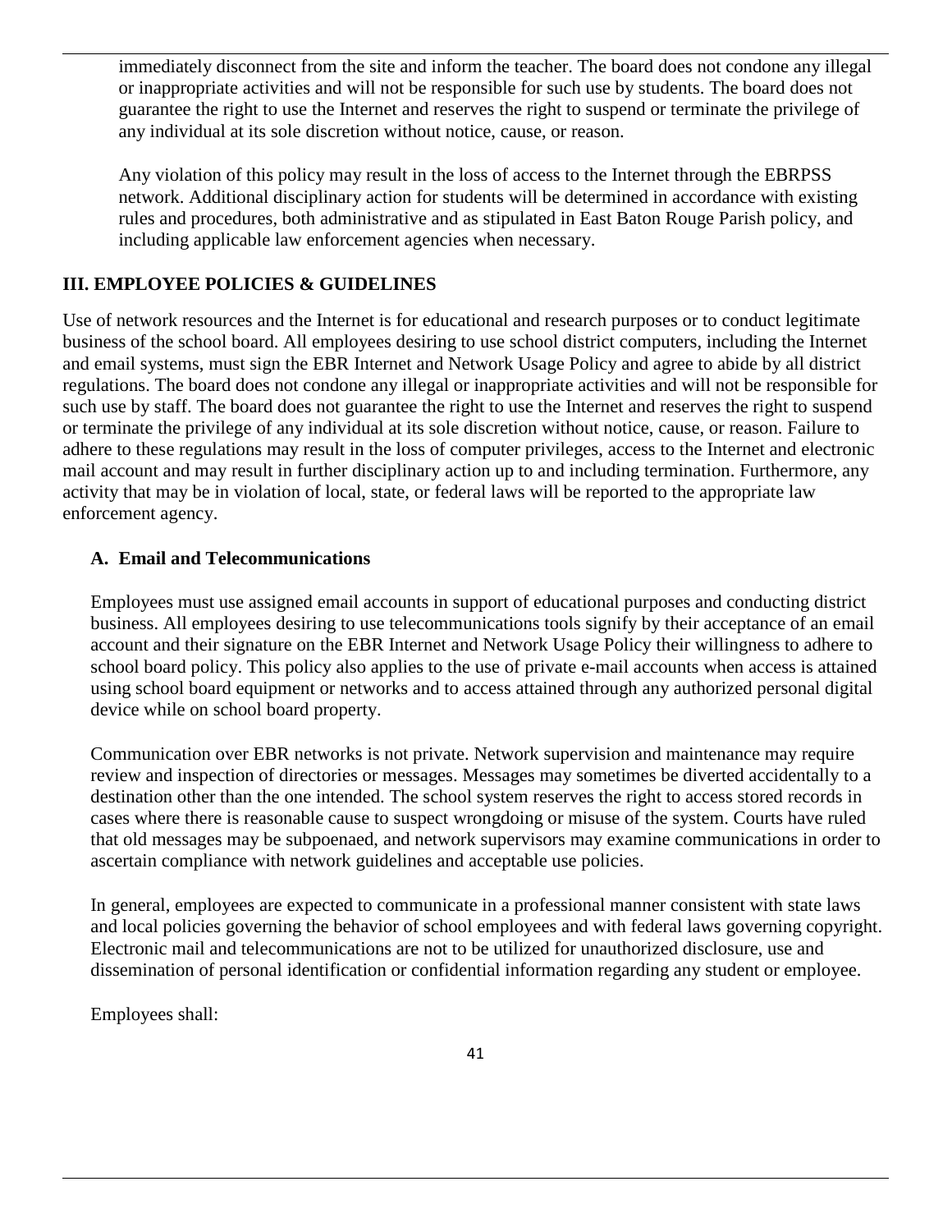immediately disconnect from the site and inform the teacher. The board does not condone any illegal or inappropriate activities and will not be responsible for such use by students. The board does not guarantee the right to use the Internet and reserves the right to suspend or terminate the privilege of any individual at its sole discretion without notice, cause, or reason.

Any violation of this policy may result in the loss of access to the Internet through the EBRPSS network. Additional disciplinary action for students will be determined in accordance with existing rules and procedures, both administrative and as stipulated in East Baton Rouge Parish policy, and including applicable law enforcement agencies when necessary.

## III. EMPLOYEE POLICIES & GUIDELINES

Use of network resources and the Internet is for educational and research purposes or to conduct legitimate business of the school board. All employees desiring to use school district computers, including the Internet and email systems, must sign the EBR Internet and Network Usage Policy and agree to abide by all district regulations. The board does not condone any illegal or inappropriate activities and will not be responsible for such use by staff. The board does not guarantee the right to use the Internet and reserves the right to suspend or terminate the privilege of any individual at its sole discretion without notice, cause, or reason. Failure to adhere to these regulations may result in the loss of computer privileges, access to the Internet and electronic mail account and may result in further disciplinary action up to and including termination. Furthermore, any activity that may be in violation of local, state, or federal laws will be reported to the appropriate law enforcement agency.

### A. Email and Telecommunications

Employees must use assigned email accounts in support of educational purposes and conducting district business. All employees desiring to use telecommunications tools signify by their acceptance of an email account and their signature on the EBR Internet and Network Usage Policy their willingness to adhere to school board policy. This policy also applies to the use of private e-mail accounts when access is attained using school board equipment or networks and to access attained through any authorized personal digital device while on school board property.

Communication over EBR networks is not private. Network supervision and maintenance may require review and inspection of directories or messages. Messages may sometimes be diverted accidentally to a destination other than the one intended. The school system reserves the right to access stored records in cases where there is reasonable cause to suspect wrongdoing or misuse of the system. Courts have ruled that old messages may be subpoenaed, and network supervisors may examine communications in order to ascertain compliance with network guidelines and acceptable use policies.

In general, employees are expected to communicate in a professional manner consistent with state laws and local policies governing the behavior of school employees and with federal laws governing copyright. Electronic mail and telecommunications are not to be utilized for unauthorized disclosure, use and dissemination of personal identification or confidential information regarding any student or employee.

Employees shall: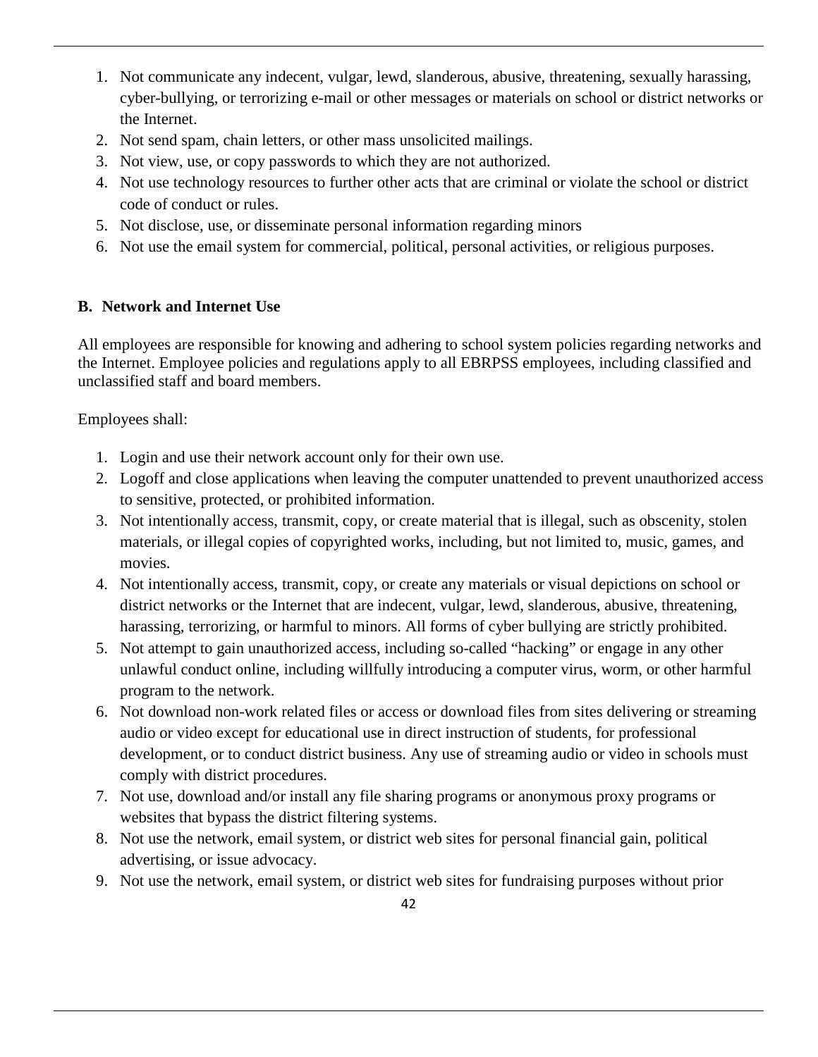1. Not communicate any indecent, vulgar, lewd, slanderous, abusive, threatening, sexually harassing, cyber-bullying, or terrorizing e-mail or other messages or materials on school or district networks or the Internet.
2. Not send spam, chain letters, or other mass unsolicited mailings.
3. Not view, use, or copy passwords to which they are not authorized.
4. Not use technology resources to further other acts that are criminal or violate the school or district code of conduct or rules.
5. Not disclose, use, or disseminate personal information regarding minors
6. Not use the email system for commercial, political, personal activities, or religious purposes.

**B. Network and Internet Use**

All employees are responsible for knowing and adhering to school system policies regarding networks and the Internet. Employee policies and regulations apply to all EBRPSS employees, including classified and unclassified staff and board members.

Employees shall:

1. Login and use their network account only for their own use.
2. Logoff and close applications when leaving the computer unattended to prevent unauthorized access to sensitive, protected, or prohibited information.
3. Not intentionally access, transmit, copy, or create material that is illegal, such as obscenity, stolen materials, or illegal copies of copyrighted works, including, but not limited to, music, games, and movies.
4. Not intentionally access, transmit, copy, or create any materials or visual depictions on school or district networks or the Internet that are indecent, vulgar, lewd, slanderous, abusive, threatening, harassing, terrorizing, or harmful to minors. All forms of cyber bullying are strictly prohibited.
5. Not attempt to gain unauthorized access, including so-called "hacking" or engage in any other unlawful conduct online, including willfully introducing a computer virus, worm, or other harmful program to the network.
6. Not download non-work related files or access or download files from sites delivering or streaming audio or video except for educational use in direct instruction of students, for professional development, or to conduct district business. Any use of streaming audio or video in schools must comply with district procedures.
7. Not use, download and/or install any file sharing programs or anonymous proxy programs or websites that bypass the district filtering systems.
8. Not use the network, email system, or district web sites for personal financial gain, political advertising, or issue advocacy.
9. Not use the network, email system, or district web sites for fundraising purposes without prior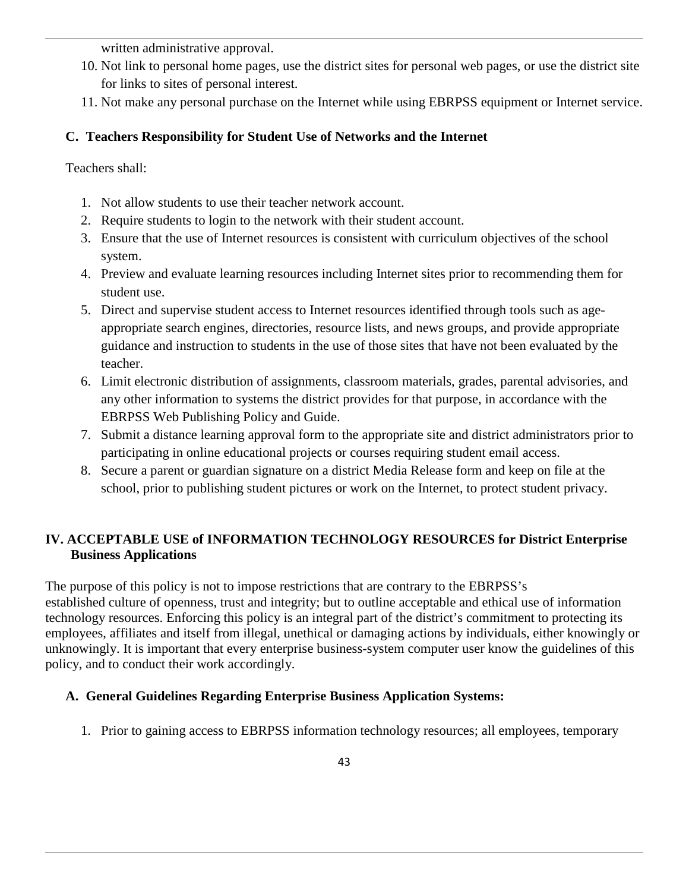written administrative approval.

10. Not link to personal home pages, use the district sites for personal web pages, or use the district site for links to sites of personal interest.
11. Not make any personal purchase on the Internet while using EBRPSS equipment or Internet service.

### C. Teachers Responsibility for Student Use of Networks and the Internet

Teachers shall:

1. Not allow students to use their teacher network account.
2. Require students to login to the network with their student account.
3. Ensure that the use of Internet resources is consistent with curriculum objectives of the school system.
4. Preview and evaluate learning resources including Internet sites prior to recommending them for student use.
5. Direct and supervise student access to Internet resources identified through tools such as age-appropriate search engines, directories, resource lists, and news groups, and provide appropriate guidance and instruction to students in the use of those sites that have not been evaluated by the teacher.
6. Limit electronic distribution of assignments, classroom materials, grades, parental advisories, and any other information to systems the district provides for that purpose, in accordance with the EBRPSS Web Publishing Policy and Guide.
7. Submit a distance learning approval form to the appropriate site and district administrators prior to participating in online educational projects or courses requiring student email access.
8. Secure a parent or guardian signature on a district Media Release form and keep on file at the school, prior to publishing student pictures or work on the Internet, to protect student privacy.

## IV. ACCEPTABLE USE of INFORMATION TECHNOLOGY RESOURCES for District Enterprise Business Applications

The purpose of this policy is not to impose restrictions that are contrary to the EBRPSS's established culture of openness, trust and integrity; but to outline acceptable and ethical use of information technology resources. Enforcing this policy is an integral part of the district's commitment to protecting its employees, affiliates and itself from illegal, unethical or damaging actions by individuals, either knowingly or unknowingly. It is important that every enterprise business-system computer user know the guidelines of this policy, and to conduct their work accordingly.

### A. General Guidelines Regarding Enterprise Business Application Systems:

1. Prior to gaining access to EBRPSS information technology resources; all employees, temporary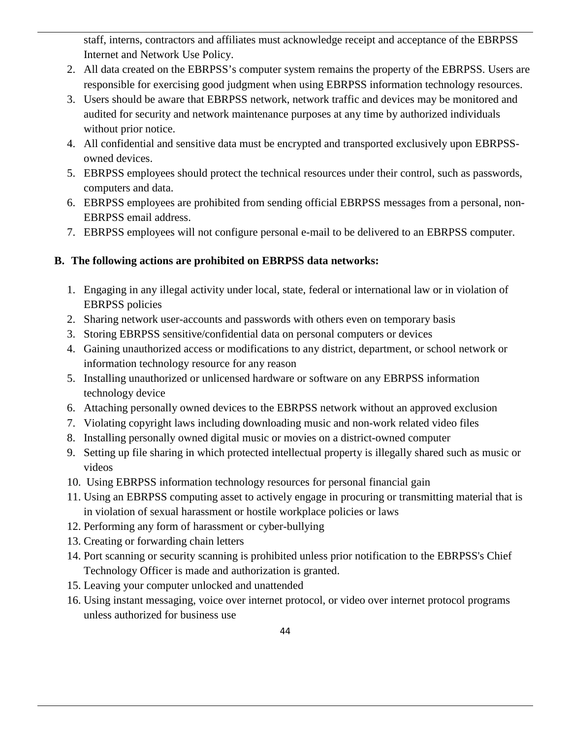staff, interns, contractors and affiliates must acknowledge receipt and acceptance of the EBRPSS Internet and Network Use Policy.

2. All data created on the EBRPSS's computer system remains the property of the EBRPSS. Users are responsible for exercising good judgment when using EBRPSS information technology resources.
3. Users should be aware that EBRPSS network, network traffic and devices may be monitored and audited for security and network maintenance purposes at any time by authorized individuals without prior notice.
4. All confidential and sensitive data must be encrypted and transported exclusively upon EBRPSS-owned devices.
5. EBRPSS employees should protect the technical resources under their control, such as passwords, computers and data.
6. EBRPSS employees are prohibited from sending official EBRPSS messages from a personal, non-EBRPSS email address.
7. EBRPSS employees will not configure personal e-mail to be delivered to an EBRPSS computer.

**B. The following actions are prohibited on EBRPSS data networks:**

1. Engaging in any illegal activity under local, state, federal or international law or in violation of EBRPSS policies
2. Sharing network user-accounts and passwords with others even on temporary basis
3. Storing EBRPSS sensitive/confidential data on personal computers or devices
4. Gaining unauthorized access or modifications to any district, department, or school network or information technology resource for any reason
5. Installing unauthorized or unlicensed hardware or software on any EBRPSS information technology device
6. Attaching personally owned devices to the EBRPSS network without an approved exclusion
7. Violating copyright laws including downloading music and non-work related video files
8. Installing personally owned digital music or movies on a district-owned computer
9. Setting up file sharing in which protected intellectual property is illegally shared such as music or videos
10. Using EBRPSS information technology resources for personal financial gain
11. Using an EBRPSS computing asset to actively engage in procuring or transmitting material that is in violation of sexual harassment or hostile workplace policies or laws
12. Performing any form of harassment or cyber-bullying
13. Creating or forwarding chain letters
14. Port scanning or security scanning is prohibited unless prior notification to the EBRPSS's Chief Technology Officer is made and authorization is granted.
15. Leaving your computer unlocked and unattended
16. Using instant messaging, voice over internet protocol, or video over internet protocol programs unless authorized for business use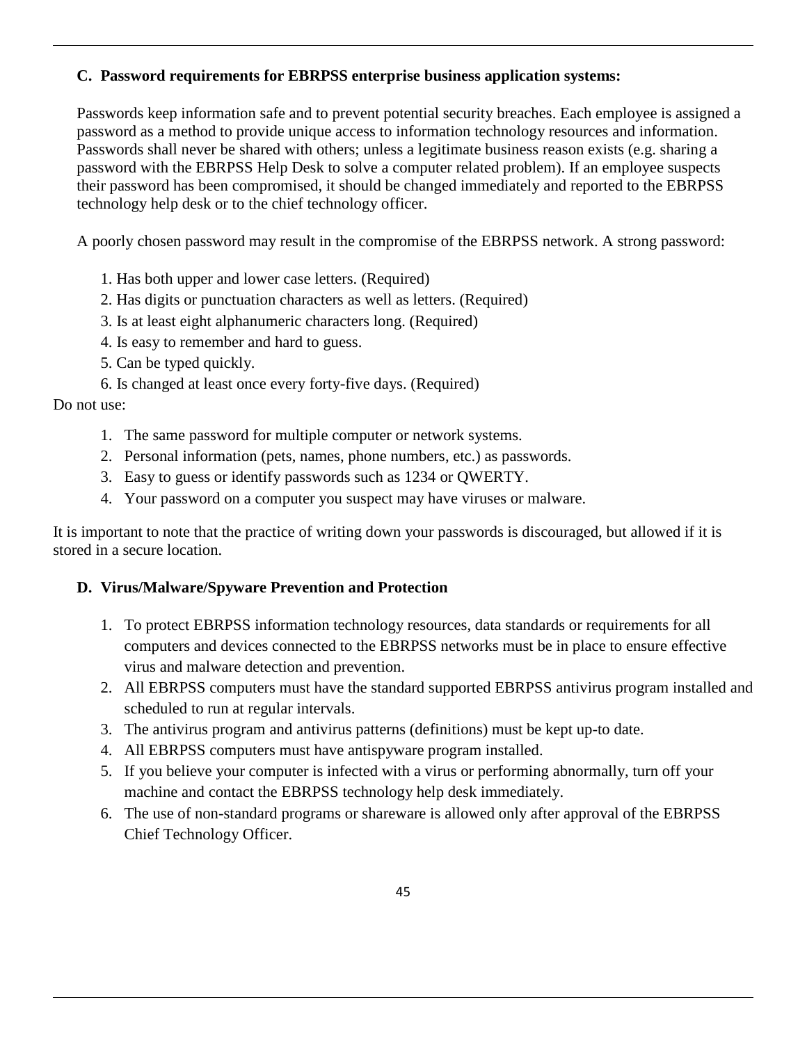### C. Password requirements for EBRPSS enterprise business application systems:

Passwords keep information safe and to prevent potential security breaches. Each employee is assigned a password as a method to provide unique access to information technology resources and information. Passwords shall never be shared with others; unless a legitimate business reason exists (e.g. sharing a password with the EBRPSS Help Desk to solve a computer related problem). If an employee suspects their password has been compromised, it should be changed immediately and reported to the EBRPSS technology help desk or to the chief technology officer.

A poorly chosen password may result in the compromise of the EBRPSS network. A strong password:

1. Has both upper and lower case letters. (Required)
2. Has digits or punctuation characters as well as letters. (Required)
3. Is at least eight alphanumeric characters long. (Required)
4. Is easy to remember and hard to guess.
5. Can be typed quickly.
6. Is changed at least once every forty-five days. (Required)

Do not use:

1. The same password for multiple computer or network systems.
2. Personal information (pets, names, phone numbers, etc.) as passwords.
3. Easy to guess or identify passwords such as 1234 or QWERTY.
4. Your password on a computer you suspect may have viruses or malware.

It is important to note that the practice of writing down your passwords is discouraged, but allowed if it is stored in a secure location.

### D. Virus/Malware/Spyware Prevention and Protection

1. To protect EBRPSS information technology resources, data standards or requirements for all computers and devices connected to the EBRPSS networks must be in place to ensure effective virus and malware detection and prevention.
2. All EBRPSS computers must have the standard supported EBRPSS antivirus program installed and scheduled to run at regular intervals.
3. The antivirus program and antivirus patterns (definitions) must be kept up-to date.
4. All EBRPSS computers must have antispyware program installed.
5. If you believe your computer is infected with a virus or performing abnormally, turn off your machine and contact the EBRPSS technology help desk immediately.
6. The use of non-standard programs or shareware is allowed only after approval of the EBRPSS Chief Technology Officer.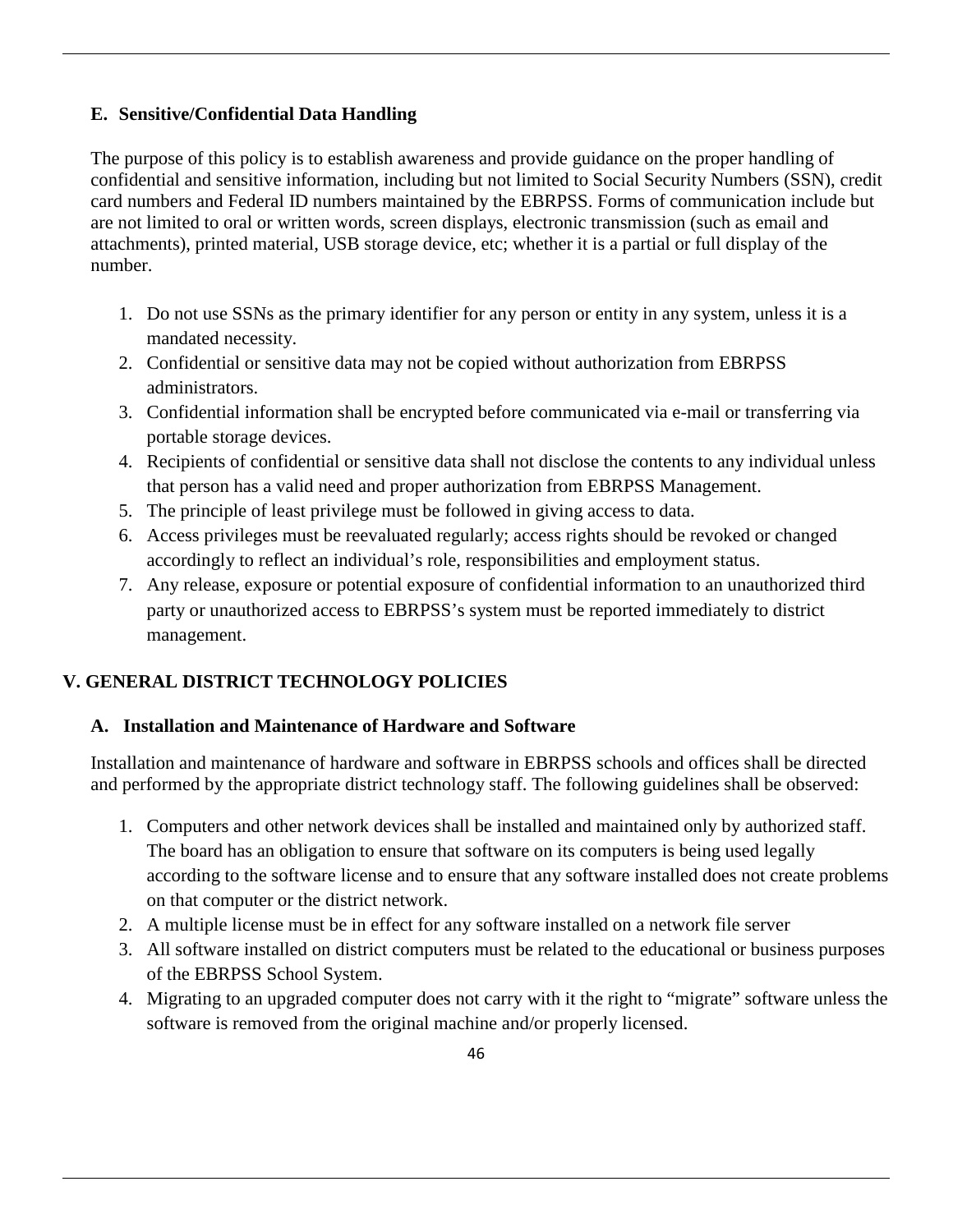### E. Sensitive/Confidential Data Handling

The purpose of this policy is to establish awareness and provide guidance on the proper handling of confidential and sensitive information, including but not limited to Social Security Numbers (SSN), credit card numbers and Federal ID numbers maintained by the EBRPSS. Forms of communication include but are not limited to oral or written words, screen displays, electronic transmission (such as email and attachments), printed material, USB storage device, etc; whether it is a partial or full display of the number.

1. Do not use SSNs as the primary identifier for any person or entity in any system, unless it is a mandated necessity.
2. Confidential or sensitive data may not be copied without authorization from EBRPSS administrators.
3. Confidential information shall be encrypted before communicated via e-mail or transferring via portable storage devices.
4. Recipients of confidential or sensitive data shall not disclose the contents to any individual unless that person has a valid need and proper authorization from EBRPSS Management.
5. The principle of least privilege must be followed in giving access to data.
6. Access privileges must be reevaluated regularly; access rights should be revoked or changed accordingly to reflect an individual's role, responsibilities and employment status.
7. Any release, exposure or potential exposure of confidential information to an unauthorized third party or unauthorized access to EBRPSS's system must be reported immediately to district management.

## V. GENERAL DISTRICT TECHNOLOGY POLICIES

### A. Installation and Maintenance of Hardware and Software

Installation and maintenance of hardware and software in EBRPSS schools and offices shall be directed and performed by the appropriate district technology staff. The following guidelines shall be observed:

1. Computers and other network devices shall be installed and maintained only by authorized staff. The board has an obligation to ensure that software on its computers is being used legally according to the software license and to ensure that any software installed does not create problems on that computer or the district network.
2. A multiple license must be in effect for any software installed on a network file server
3. All software installed on district computers must be related to the educational or business purposes of the EBRPSS School System.
4. Migrating to an upgraded computer does not carry with it the right to "migrate" software unless the software is removed from the original machine and/or properly licensed.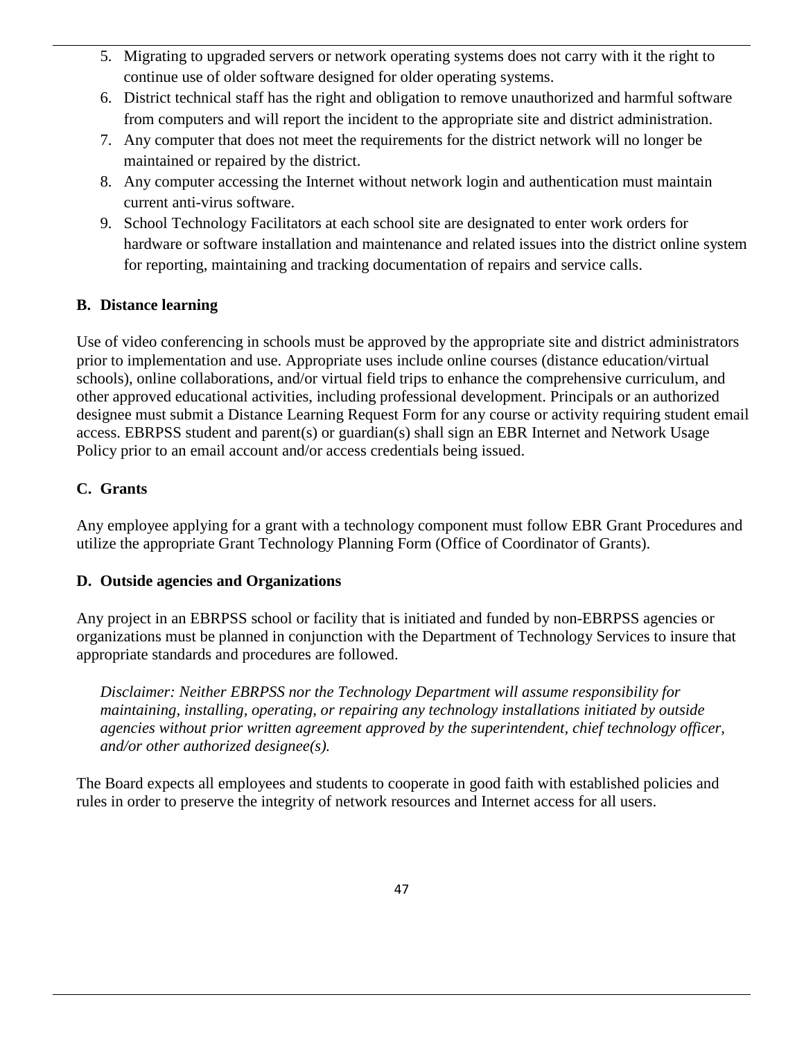5. Migrating to upgraded servers or network operating systems does not carry with it the right to continue use of older software designed for older operating systems.
6. District technical staff has the right and obligation to remove unauthorized and harmful software from computers and will report the incident to the appropriate site and district administration.
7. Any computer that does not meet the requirements for the district network will no longer be maintained or repaired by the district.
8. Any computer accessing the Internet without network login and authentication must maintain current anti-virus software.
9. School Technology Facilitators at each school site are designated to enter work orders for hardware or software installation and maintenance and related issues into the district online system for reporting, maintaining and tracking documentation of repairs and service calls.

**B. Distance learning**

Use of video conferencing in schools must be approved by the appropriate site and district administrators prior to implementation and use. Appropriate uses include online courses (distance education/virtual schools), online collaborations, and/or virtual field trips to enhance the comprehensive curriculum, and other approved educational activities, including professional development. Principals or an authorized designee must submit a Distance Learning Request Form for any course or activity requiring student email access. EBRPSS student and parent(s) or guardian(s) shall sign an EBR Internet and Network Usage Policy prior to an email account and/or access credentials being issued.

**C. Grants**

Any employee applying for a grant with a technology component must follow EBR Grant Procedures and utilize the appropriate Grant Technology Planning Form (Office of Coordinator of Grants).

**D. Outside agencies and Organizations**

Any project in an EBRPSS school or facility that is initiated and funded by non-EBRPSS agencies or organizations must be planned in conjunction with the Department of Technology Services to insure that appropriate standards and procedures are followed.

*Disclaimer: Neither EBRPSS nor the Technology Department will assume responsibility for maintaining, installing, operating, or repairing any technology installations initiated by outside agencies without prior written agreement approved by the superintendent, chief technology officer, and/or other authorized designee(s).*

The Board expects all employees and students to cooperate in good faith with established policies and rules in order to preserve the integrity of network resources and Internet access for all users.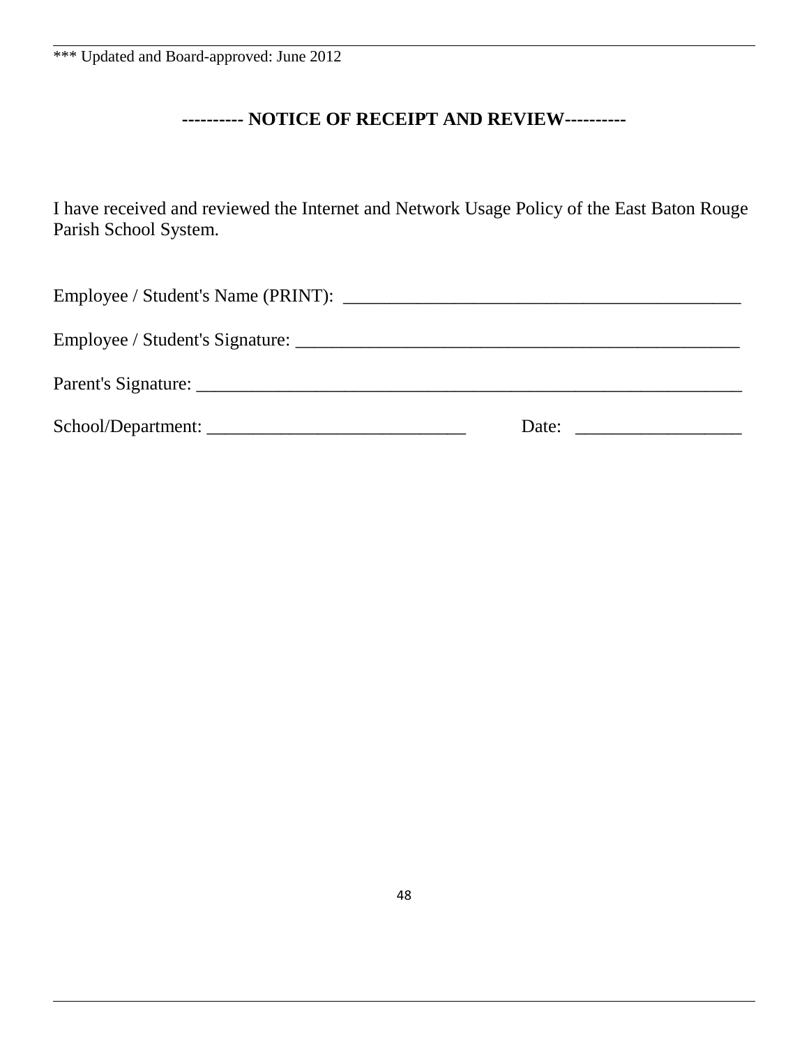*** Updated and Board-approved: June 2012

## ---------- NOTICE OF RECEIPT AND REVIEW----------

I have received and reviewed the Internet and Network Usage Policy of the East Baton Rouge Parish School System.

Employee / Student's Name (PRINT): ____________________________________________

Employee / Student's Signature: _________________________________________________

Parent's Signature: _____________________________________________________________

School/Department: ____________________________ Date: __________________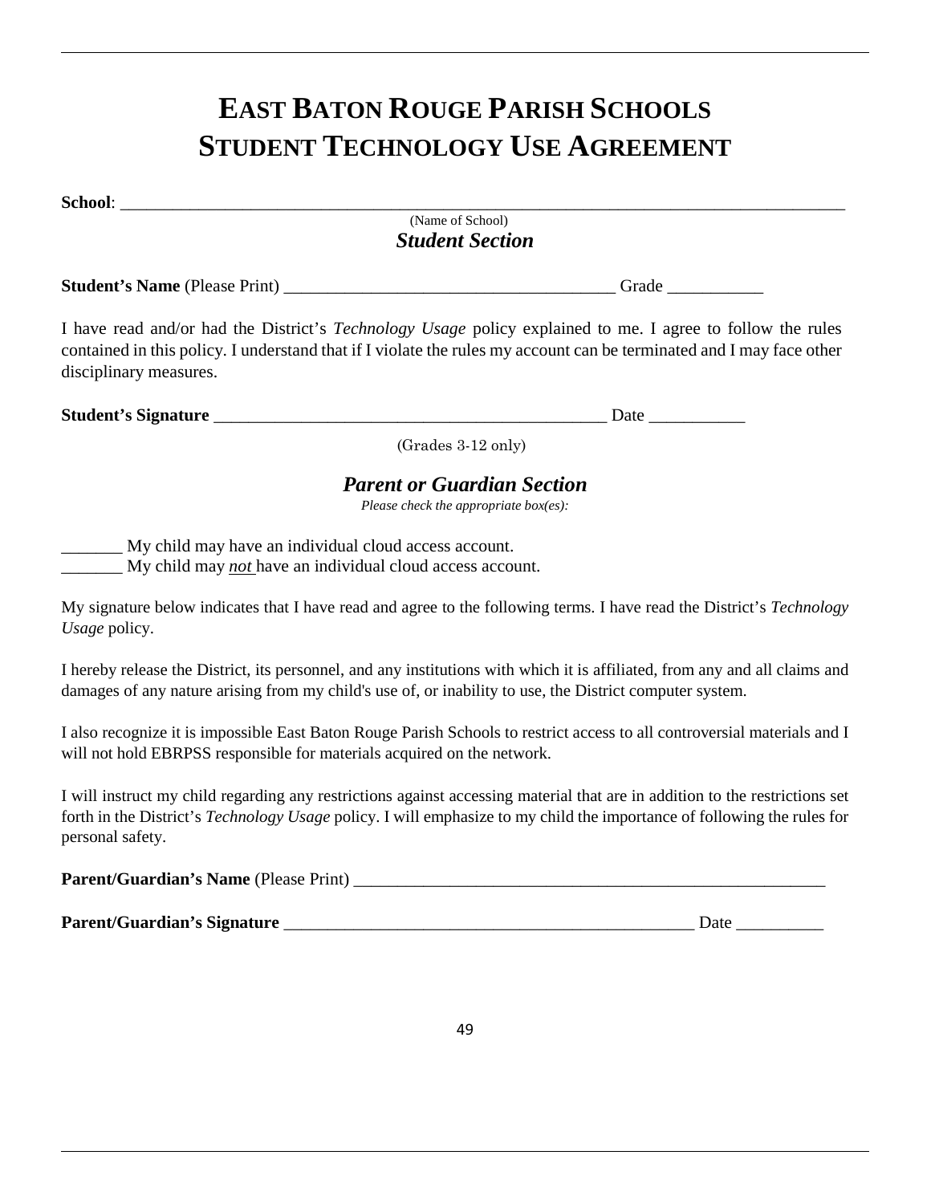# EAST BATON ROUGE PARISH SCHOOLS
# STUDENT TECHNOLOGY USE AGREEMENT

**School**: ________________________________________________________________________________

(Name of School)

### *Student Section*

**Student's Name** (Please Print) ______________________________________ Grade ___________

I have read and/or had the District's *Technology Usage* policy explained to me. I agree to follow the rules contained in this policy. I understand that if I violate the rules my account can be terminated and I may face other disciplinary measures.

**Student's Signature** _____________________________________________ Date ___________

(Grades 3-12 only)

### *Parent or Guardian Section*

*Please check the appropriate box(es):*

_______ My child may have an individual cloud access account.
_______ My child may ***not*** have an individual cloud access account.

My signature below indicates that I have read and agree to the following terms. I have read the District's *Technology Usage* policy.

I hereby release the District, its personnel, and any institutions with which it is affiliated, from any and all claims and damages of any nature arising from my child's use of, or inability to use, the District computer system.

I also recognize it is impossible East Baton Rouge Parish Schools to restrict access to all controversial materials and I will not hold EBRPSS responsible for materials acquired on the network.

I will instruct my child regarding any restrictions against accessing material that are in addition to the restrictions set forth in the District's *Technology Usage* policy. I will emphasize to my child the importance of following the rules for personal safety.

**Parent/Guardian's Name** (Please Print) _______________________________________________________

**Parent/Guardian's Signature** _______________________________________________ Date __________